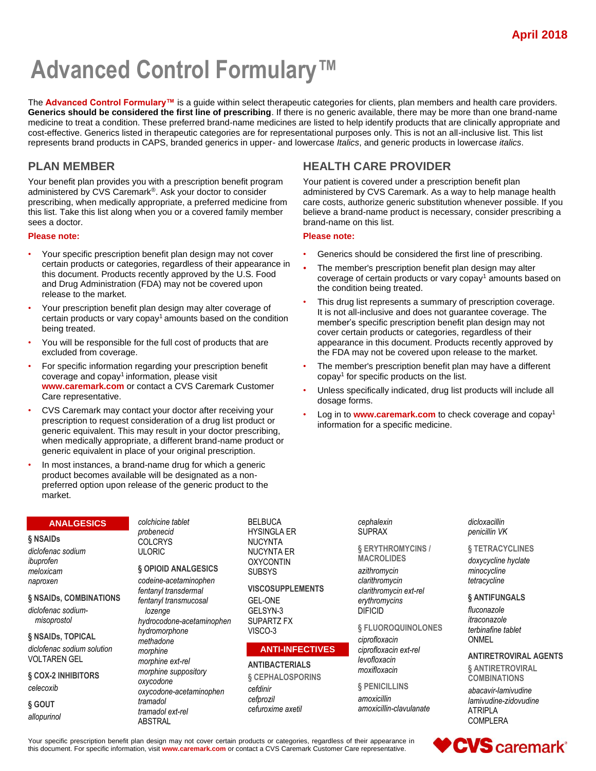April 2018

# Advanced Control Formulary™

The **Advanced Control Formulary™** is a guide within select therapeutic categories for clients, plan members and health care providers. **Generics should be considered the first line of prescribing**. If there is no generic available, there may be more than one brand-name medicine to treat a condition. These preferred brand-name medicines are listed to help identify products that are clinically appropriate and cost-effective. Generics listed in therapeutic categories are for representational purposes only. This is not an all-inclusive list. This list represents brand products in CAPS, branded generics in upper- and lowercase *Italics*, and generic products in lowercase *italics*.

## PLAN MEMBER

Your benefit plan provides you with a prescription benefit program administered by CVS Caremark®. Ask your doctor to consider prescribing, when medically appropriate, a preferred medicine from this list. Take this list along when you or a covered family member sees a doctor.

**Please note:**

- Your specific prescription benefit plan design may not cover certain products or categories, regardless of their appearance in this document. Products recently approved by the U.S. Food and Drug Administration (FDA) may not be covered upon release to the market.
- Your prescription benefit plan design may alter coverage of certain products or vary copay[1] amounts based on the condition being treated.
- You will be responsible for the full cost of products that are excluded from coverage.
- For specific information regarding your prescription benefit coverage and copay[1] information, please visit **www.caremark.com** or contact a CVS Caremark Customer Care representative.
- CVS Caremark may contact your doctor after receiving your prescription to request consideration of a drug list product or generic equivalent. This may result in your doctor prescribing, when medically appropriate, a different brand-name product or generic equivalent in place of your original prescription.
- In most instances, a brand-name drug for which a generic product becomes available will be designated as a non-preferred option upon release of the generic product to the market.

## HEALTH CARE PROVIDER

Your patient is covered under a prescription benefit plan administered by CVS Caremark. As a way to help manage health care costs, authorize generic substitution whenever possible. If you believe a brand-name product is necessary, consider prescribing a brand-name on this list.

**Please note:**

- Generics should be considered the first line of prescribing.
- The member's prescription benefit plan design may alter coverage of certain products or vary copay[1] amounts based on the condition being treated.
- This drug list represents a summary of prescription coverage. It is not all-inclusive and does not guarantee coverage. The member's specific prescription benefit plan design may not cover certain products or categories, regardless of their appearance in this document. Products recently approved by the FDA may not be covered upon release to the market.
- The member's prescription benefit plan may have a different copay[1] for specific products on the list.
- Unless specifically indicated, drug list products will include all dosage forms.
- Log in to **www.caremark.com** to check coverage and copay[1] information for a specific medicine.

## ANALGESICS

### § NSAIDs
*diclofenac sodium*
*ibuprofen*
*meloxicam*
*naproxen*

### § NSAIDs, COMBINATIONS
*diclofenac sodium-misoprostol*

### § NSAIDs, TOPICAL
*diclofenac sodium solution*
VOLTAREN GEL

### § COX-2 INHIBITORS
*celecoxib*

### § GOUT
*allopurinol*
*colchicine tablet*
*probenecid*
COLCRYS
ULORIC

### § OPIOID ANALGESICS
*codeine-acetaminophen*
*fentanyl transdermal*
*fentanyl transmucosal lozenge*
*hydrocodone-acetaminophen*
*hydromorphone*
*methadone*
*morphine*
*morphine ext-rel*
*morphine suppository*
*oxycodone*
*oxycodone-acetaminophen*
*tramadol*
*tramadol ext-rel*
ABSTRAL
BELBUCA
HYSINGLA ER
NUCYNTA
NUCYNTA ER
OXYCONTIN
SUBSYS

### VISCOSUPPLEMENTS
GEL-ONE
GELSYN-3
SUPARTZ FX
VISCO-3

## ANTI-INFECTIVES

### ANTIBACTERIALS

#### § CEPHALOSPORINS
*cefdinir*
*cefprozil*
*cefuroxime axetil*
*cephalexin*
SUPRAX

#### § ERYTHROMYCINS / MACROLIDES
*azithromycin*
*clarithromycin*
*clarithromycin ext-rel*
*erythromycins*
DIFICID

#### § FLUOROQUINOLONES
*ciprofloxacin*
*ciprofloxacin ext-rel*
*levofloxacin*
*moxifloxacin*

#### § PENICILLINS
*amoxicillin*
*amoxicillin-clavulanate*
*dicloxacillin*
*penicillin VK*

#### § TETRACYCLINES
*doxycycline hyclate*
*minocycline*
*tetracycline*

### § ANTIFUNGALS
*fluconazole*
*itraconazole*
*terbinafine tablet*
ONMEL

### ANTIRETROVIRAL AGENTS

#### § ANTIRETROVIRAL COMBINATIONS
*abacavir-lamivudine*
*lamivudine-zidovudine*
ATRIPLA
COMPLERA

Your specific prescription benefit plan design may not cover certain products or categories, regardless of their appearance in this document. For specific information, visit **www.caremark.com** or contact a CVS Caremark Customer Care representative.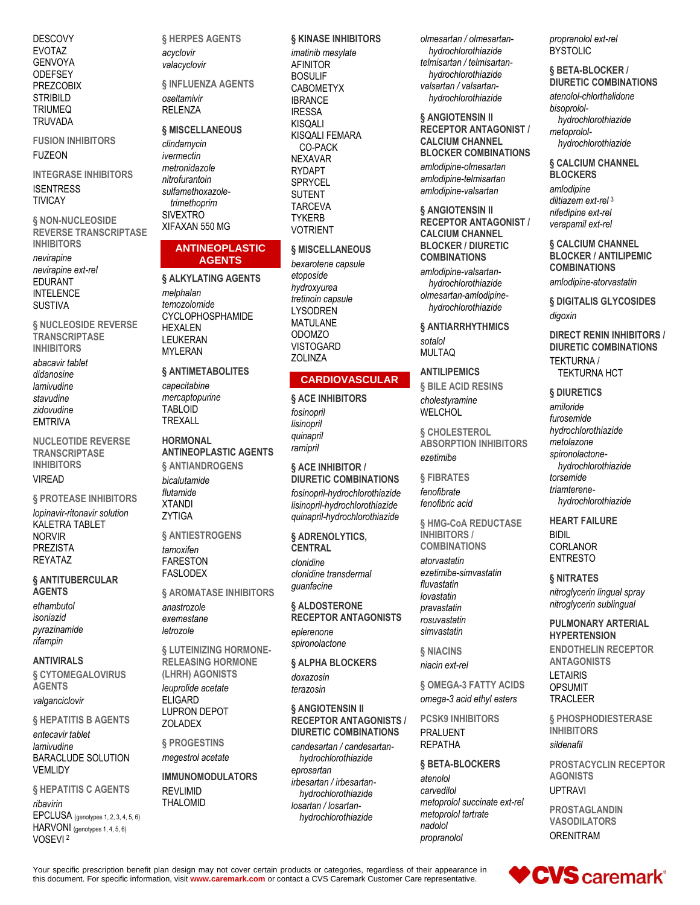DESCOVY
EVOTAZ
GENVOYA
ODEFSEY
PREZCOBIX
STRIBILD
TRIUMEQ
TRUVADA

#### FUSION INHIBITORS

FUZEON

#### INTEGRASE INHIBITORS

ISENTRESS
TIVICAY

#### § NON-NUCLEOSIDE REVERSE TRANSCRIPTASE INHIBITORS

*nevirapine*
*nevirapine ext-rel*
EDURANT
INTELENCE
SUSTIVA

#### § NUCLEOSIDE REVERSE TRANSCRIPTASE INHIBITORS

*abacavir tablet*
*didanosine*
*lamivudine*
*stavudine*
*zidovudine*
EMTRIVA

#### NUCLEOTIDE REVERSE TRANSCRIPTASE INHIBITORS

VIREAD

#### § PROTEASE INHIBITORS

*lopinavir-ritonavir solution*
KALETRA TABLET
NORVIR
PREZISTA
REYATAZ

### § ANTITUBERCULAR AGENTS

*ethambutol*
*isoniazid*
*pyrazinamide*
*rifampin*

### ANTIVIRALS

#### § CYTOMEGALOVIRUS AGENTS

*valganciclovir*

#### § HEPATITIS B AGENTS

*entecavir tablet*
*lamivudine*
BARACLUDE SOLUTION
VEMLIDY

#### § HEPATITIS C AGENTS

*ribavirin*
EPCLUSA (genotypes 1, 2, 3, 4, 5, 6)
HARVONI (genotypes 1, 4, 5, 6)
VOSEVI [2]

#### § HERPES AGENTS

*acyclovir*
*valacyclovir*

#### § INFLUENZA AGENTS

*oseltamivir*
RELENZA

#### § MISCELLANEOUS

*clindamycin*
*ivermectin*
*metronidazole*
*nitrofurantoin*
*sulfamethoxazole-trimethoprim*
SIVEXTRO
XIFAXAN 550 MG

## ANTINEOPLASTIC AGENTS

### § ALKYLATING AGENTS

*melphalan*
*temozolomide*
CYCLOPHOSPHAMIDE
HEXALEN
LEUKERAN
MYLERAN

### § ANTIMETABOLITES

*capecitabine*
*mercaptopurine*
TABLOID
TREXALL

### HORMONAL ANTINEOPLASTIC AGENTS

#### § ANTIANDROGENS

*bicalutamide*
*flutamide*
XTANDI
ZYTIGA

#### § ANTIESTROGENS

*tamoxifen*
FARESTON
FASLODEX

#### § AROMATASE INHIBITORS

*anastrozole*
*exemestane*
*letrozole*

#### § LUTEINIZING HORMONE-RELEASING HORMONE (LHRH) AGONISTS

*leuprolide acetate*
ELIGARD
LUPRON DEPOT
ZOLADEX

#### § PROGESTINS

*megestrol acetate*

### IMMUNOMODULATORS

REVLIMID
THALOMID

### § KINASE INHIBITORS

*imatinib mesylate*
AFINITOR
BOSULIF
CABOMETYX
IBRANCE
IRESSA
KISQALI
KISQALI FEMARA CO-PACK
NEXAVAR
RYDAPT
SPRYCEL
SUTENT
TARCEVA
TYKERB
VOTRIENT

### § MISCELLANEOUS

*bexarotene capsule*
*etoposide*
*hydroxyurea*
*tretinoin capsule*
LYSODREN
MATULANE
ODOMZO
VISTOGARD
ZOLINZA

## CARDIOVASCULAR

### § ACE INHIBITORS

*fosinopril*
*lisinopril*
*quinapril*
*ramipril*

### § ACE INHIBITOR / DIURETIC COMBINATIONS

*fosinopril-hydrochlorothiazide*
*lisinopril-hydrochlorothiazide*
*quinapril-hydrochlorothiazide*

### § ADRENOLYTICS, CENTRAL

*clonidine*
*clonidine transdermal*
*guanfacine*

### § ALDOSTERONE RECEPTOR ANTAGONISTS

*eplerenone*
*spironolactone*

### § ALPHA BLOCKERS

*doxazosin*
*terazosin*

### § ANGIOTENSIN II RECEPTOR ANTAGONISTS / DIURETIC COMBINATIONS

*candesartan / candesartan-hydrochlorothiazide*
*eprosartan*
*irbesartan / irbesartan-hydrochlorothiazide*
*losartan / losartan-hydrochlorothiazide*
*olmesartan / olmesartan-hydrochlorothiazide*
*telmisartan / telmisartan-hydrochlorothiazide*
*valsartan / valsartan-hydrochlorothiazide*

### § ANGIOTENSIN II RECEPTOR ANTAGONIST / CALCIUM CHANNEL BLOCKER COMBINATIONS

*amlodipine-olmesartan*
*amlodipine-telmisartan*
*amlodipine-valsartan*

### § ANGIOTENSIN II RECEPTOR ANTAGONIST / CALCIUM CHANNEL BLOCKER / DIURETIC COMBINATIONS

*amlodipine-valsartan-hydrochlorothiazide*
*olmesartan-amlodipine-hydrochlorothiazide*

### § ANTIARRHYTHMICS

*sotalol*
MULTAQ

### ANTILIPEMICS

#### § BILE ACID RESINS

*cholestyramine*
WELCHOL

#### § CHOLESTEROL ABSORPTION INHIBITORS

*ezetimibe*

#### § FIBRATES

*fenofibrate*
*fenofibric acid*

#### § HMG-CoA REDUCTASE INHIBITORS / COMBINATIONS

*atorvastatin*
*ezetimibe-simvastatin*
*fluvastatin*
*lovastatin*
*pravastatin*
*rosuvastatin*
*simvastatin*

#### § NIACINS

*niacin ext-rel*

#### § OMEGA-3 FATTY ACIDS

*omega-3 acid ethyl esters*

#### PCSK9 INHIBITORS

PRALUENT
REPATHA

### § BETA-BLOCKERS

*atenolol*
*carvedilol*
*metoprolol succinate ext-rel*
*metoprolol tartrate*
*nadolol*
*propranolol*
*propranolol ext-rel*
BYSTOLIC

### § BETA-BLOCKER / DIURETIC COMBINATIONS

*atenolol-chlorthalidone*
*bisoprolol-hydrochlorothiazide*
*metoprolol-hydrochlorothiazide*

### § CALCIUM CHANNEL BLOCKERS

*amlodipine*
*diltiazem ext-rel* [3]
*nifedipine ext-rel*
*verapamil ext-rel*

### § CALCIUM CHANNEL BLOCKER / ANTILIPEMIC COMBINATIONS

*amlodipine-atorvastatin*

### § DIGITALIS GLYCOSIDES

*digoxin*

### DIRECT RENIN INHIBITORS / DIURETIC COMBINATIONS

TEKTURNA / TEKTURNA HCT

### § DIURETICS

*amiloride*
*furosemide*
*hydrochlorothiazide*
*metolazone*
*spironolactone-hydrochlorothiazide*
*torsemide*
*triamterene-hydrochlorothiazide*

### HEART FAILURE

BIDIL
CORLANOR
ENTRESTO

### § NITRATES

*nitroglycerin lingual spray*
*nitroglycerin sublingual*

### PULMONARY ARTERIAL HYPERTENSION

#### ENDOTHELIN RECEPTOR ANTAGONISTS

LETAIRIS
OPSUMIT
TRACLEER

#### § PHOSPHODIESTERASE INHIBITORS

*sildenafil*

#### PROSTACYCLIN RECEPTOR AGONISTS

UPTRAVI

#### PROSTAGLANDIN VASODILATORS

ORENITRAM

Your specific prescription benefit plan design may not cover certain products or categories, regardless of their appearance in this document. For specific information, visit **www.caremark.com** or contact a CVS Caremark Customer Care representative.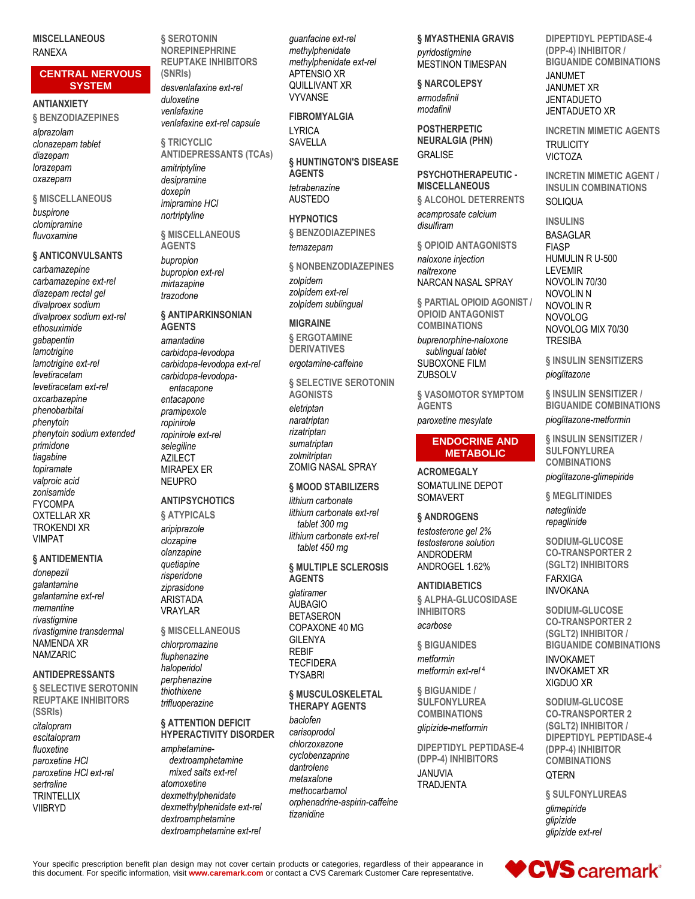## MISCELLANEOUS

RANEXA

# CENTRAL NERVOUS SYSTEM

## ANTIANXIETY

### § BENZODIAZEPINES

*alprazolam*
*clonazepam tablet*
*diazepam*
*lorazepam*
*oxazepam*

### § MISCELLANEOUS

*buspirone*
*clomipramine*
*fluvoxamine*

### § ANTICONVULSANTS

*carbamazepine*
*carbamazepine ext-rel*
*diazepam rectal gel*
*divalproex sodium*
*divalproex sodium ext-rel*
*ethosuximide*
*gabapentin*
*lamotrigine*
*lamotrigine ext-rel*
*levetiracetam*
*levetiracetam ext-rel*
*oxcarbazepine*
*phenobarbital*
*phenytoin*
*phenytoin sodium extended*
*primidone*
*tiagabine*
*topiramate*
*valproic acid*
*zonisamide*
FYCOMPA
OXTELLAR XR
TROKENDI XR
VIMPAT

### § ANTIDEMENTIA

*donepezil*
*galantamine*
*galantamine ext-rel*
*memantine*
*rivastigmine*
*rivastigmine transdermal*
NAMENDA XR
NAMZARIC

## ANTIDEPRESSANTS

### § SELECTIVE SEROTONIN REUPTAKE INHIBITORS (SSRIs)

*citalopram*
*escitalopram*
*fluoxetine*
*paroxetine HCl*
*paroxetine HCl ext-rel*
*sertraline*
TRINTELLIX
VIIBRYD

### § SEROTONIN NOREPINEPHRINE REUPTAKE INHIBITORS (SNRIs)

*desvenlafaxine ext-rel*
*duloxetine*
*venlafaxine*
*venlafaxine ext-rel capsule*

### § TRICYCLIC ANTIDEPRESSANTS (TCAs)

*amitriptyline*
*desipramine*
*doxepin*
*imipramine HCl*
*nortriptyline*

### § MISCELLANEOUS AGENTS

*bupropion*
*bupropion ext-rel*
*mirtazapine*
*trazodone*

### § ANTIPARKINSONIAN AGENTS

*amantadine*
*carbidopa-levodopa*
*carbidopa-levodopa ext-rel*
*carbidopa-levodopa-entacapone*
*entacapone*
*pramipexole*
*ropinirole*
*ropinirole ext-rel*
*selegiline*
AZILECT
MIRAPEX ER
NEUPRO

## ANTIPSYCHOTICS

### § ATYPICALS

*aripiprazole*
*clozapine*
*olanzapine*
*quetiapine*
*risperidone*
*ziprasidone*
ARISTADA
VRAYLAR

### § MISCELLANEOUS

*chlorpromazine*
*fluphenazine*
*haloperidol*
*perphenazine*
*thiothixene*
*trifluoperazine*

### § ATTENTION DEFICIT HYPERACTIVITY DISORDER

*amphetamine-dextroamphetamine mixed salts ext-rel*
*atomoxetine*
*dexmethylphenidate*
*dexmethylphenidate ext-rel*
*dextroamphetamine*
*dextroamphetamine ext-rel*
*guanfacine ext-rel*
*methylphenidate*
*methylphenidate ext-rel*
APTENSIO XR
QUILLIVANT XR
VYVANSE

## FIBROMYALGIA

LYRICA
SAVELLA

### § HUNTINGTON'S DISEASE AGENTS

*tetrabenazine*
AUSTEDO

## HYPNOTICS

### § BENZODIAZEPINES

*temazepam*

### § NONBENZODIAZEPINES

*zolpidem*
*zolpidem ext-rel*
*zolpidem sublingual*

## MIGRAINE

### § ERGOTAMINE DERIVATIVES

*ergotamine-caffeine*

### § SELECTIVE SEROTONIN AGONISTS

*eletriptan*
*naratriptan*
*rizatriptan*
*sumatriptan*
*zolmitriptan*
ZOMIG NASAL SPRAY

### § MOOD STABILIZERS

*lithium carbonate*
*lithium carbonate ext-rel tablet 300 mg*
*lithium carbonate ext-rel tablet 450 mg*

### § MULTIPLE SCLEROSIS AGENTS

*glatiramer*
AUBAGIO
BETASERON
COPAXONE 40 MG
GILENYA
REBIF
TECFIDERA
TYSABRI

### § MUSCULOSKELETAL THERAPY AGENTS

*baclofen*
*carisoprodol*
*chlorzoxazone*
*cyclobenzaprine*
*dantrolene*
*metaxalone*
*methocarbamol*
*orphenadrine-aspirin-caffeine*
*tizanidine*

### § MYASTHENIA GRAVIS

*pyridostigmine*
MESTINON TIMESPAN

### § NARCOLEPSY

*armodafinil*
*modafinil*

## POSTHERPETIC NEURALGIA (PHN)

GRALISE

## PSYCHOTHERAPEUTIC - MISCELLANEOUS

### § ALCOHOL DETERRENTS

*acamprosate calcium*
*disulfiram*

### § OPIOID ANTAGONISTS

*naloxone injection*
*naltrexone*
NARCAN NASAL SPRAY

### § PARTIAL OPIOID AGONIST / OPIOID ANTAGONIST COMBINATIONS

*buprenorphine-naloxone sublingual tablet*
SUBOXONE FILM
ZUBSOLV

### § VASOMOTOR SYMPTOM AGENTS

*paroxetine mesylate*

# ENDOCRINE AND METABOLIC

## ACROMEGALY

SOMATULINE DEPOT
SOMAVERT

### § ANDROGENS

*testosterone gel 2%*
*testosterone solution*
ANDRODERM
ANDROGEL 1.62%

## ANTIDIABETICS

### § ALPHA-GLUCOSIDASE INHIBITORS

*acarbose*

### § BIGUANIDES

*metformin*
*metformin ext-rel*[4]

### § BIGUANIDE / SULFONYLUREA COMBINATIONS

*glipizide-metformin*

### DIPEPTIDYL PEPTIDASE-4 (DPP-4) INHIBITORS

JANUVIA
TRADJENTA

### DIPEPTIDYL PEPTIDASE-4 (DPP-4) INHIBITOR / BIGUANIDE COMBINATIONS

JANUMET
JANUMET XR
JENTADUETO
JENTADUETO XR

### INCRETIN MIMETIC AGENTS

TRULICITY
VICTOZA

### INCRETIN MIMETIC AGENT / INSULIN COMBINATIONS

SOLIQUA

### INSULINS

BASAGLAR
FIASP
HUMULIN R U-500
LEVEMIR
NOVOLIN 70/30
NOVOLIN N
NOVOLIN R
NOVOLOG
NOVOLOG MIX 70/30
TRESIBA

### § INSULIN SENSITIZERS

*pioglitazone*

### § INSULIN SENSITIZER / BIGUANIDE COMBINATIONS

*pioglitazone-metformin*

### § INSULIN SENSITIZER / SULFONYLUREA COMBINATIONS

*pioglitazone-glimepiride*

### § MEGLITINIDES

*nateglinide*
*repaglinide*

### SODIUM-GLUCOSE CO-TRANSPORTER 2 (SGLT2) INHIBITORS

FARXIGA
INVOKANA

### SODIUM-GLUCOSE CO-TRANSPORTER 2 (SGLT2) INHIBITOR / BIGUANIDE COMBINATIONS

INVOKAMET
INVOKAMET XR
XIGDUO XR

### SODIUM-GLUCOSE CO-TRANSPORTER 2 (SGLT2) INHIBITOR / DIPEPTIDYL PEPTIDASE-4 (DPP-4) INHIBITOR COMBINATIONS

QTERN

### § SULFONYLUREAS

*glimepiride*
*glipizide*
*glipizide ext-rel*

Your specific prescription benefit plan design may not cover certain products or categories, regardless of their appearance in this document. For specific information, visit **www.caremark.com** or contact a CVS Caremark Customer Care representative.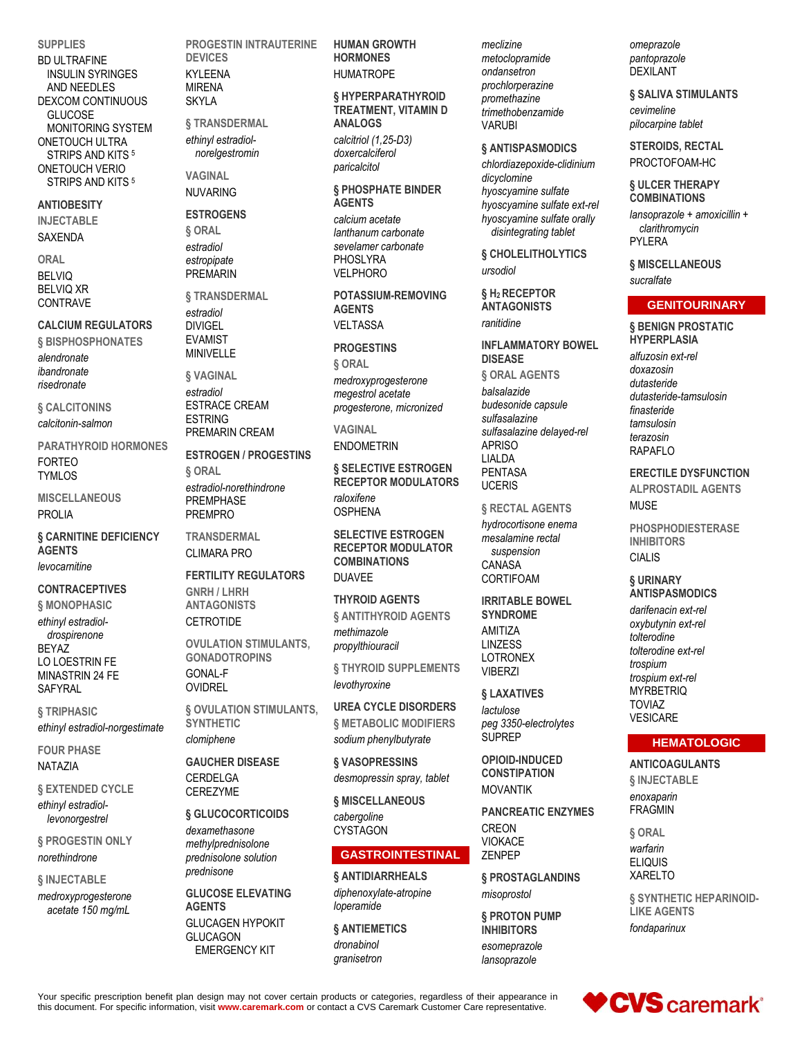**SUPPLIES**

BD ULTRAFINE INSULIN SYRINGES AND NEEDLES
DEXCOM CONTINUOUS GLUCOSE MONITORING SYSTEM
ONETOUCH ULTRA STRIPS AND KITS [5]
ONETOUCH VERIO STRIPS AND KITS [5]

**ANTIOBESITY**

INJECTABLE

SAXENDA

ORAL

BELVIQ
BELVIQ XR
CONTRAVE

**CALCIUM REGULATORS**

§ BISPHOSPHONATES

*alendronate*
*ibandronate*
*risedronate*

§ CALCITONINS

*calcitonin-salmon*

PARATHYROID HORMONES

FORTEO
TYMLOS

MISCELLANEOUS

PROLIA

**§ CARNITINE DEFICIENCY AGENTS**

*levocarnitine*

**CONTRACEPTIVES**

§ MONOPHASIC

*ethinyl estradiol-drospirenone*
BEYAZ
LO LOESTRIN FE
MINASTRIN 24 FE
SAFYRAL

§ TRIPHASIC

*ethinyl estradiol-norgestimate*

FOUR PHASE

NATAZIA

§ EXTENDED CYCLE

*ethinyl estradiol-levonorgestrel*

§ PROGESTIN ONLY

*norethindrone*

§ INJECTABLE

*medroxyprogesterone acetate 150 mg/mL*

PROGESTIN INTRAUTERINE DEVICES

KYLEENA
MIRENA
SKYLA

§ TRANSDERMAL

*ethinyl estradiol-norelgestromin*

VAGINAL

NUVARING

**ESTROGENS**

§ ORAL

*estradiol*
*estropipate*
PREMARIN

§ TRANSDERMAL

*estradiol*
DIVIGEL
EVAMIST
MINIVELLE

§ VAGINAL

*estradiol*
ESTRACE CREAM
ESTRING
PREMARIN CREAM

**ESTROGEN / PROGESTINS**

§ ORAL

*estradiol-norethindrone*
PREMPHASE
PREMPRO

TRANSDERMAL

CLIMARA PRO

**FERTILITY REGULATORS**

GNRH / LHRH ANTAGONISTS

CETROTIDE

OVULATION STIMULANTS, GONADOTROPINS

GONAL-F
OVIDREL

§ OVULATION STIMULANTS, SYNTHETIC

*clomiphene*

**GAUCHER DISEASE**

CERDELGA
CEREZYME

**§ GLUCOCORTICOIDS**

*dexamethasone*
*methylprednisolone*
*prednisolone solution*
*prednisone*

**GLUCOSE ELEVATING AGENTS**

GLUCAGEN HYPOKIT
GLUCAGON EMERGENCY KIT

**HUMAN GROWTH HORMONES**

HUMATROPE

**§ HYPERPARATHYROID TREATMENT, VITAMIN D ANALOGS**

*calcitriol (1,25-D3)*
*doxercalciferol*
*paricalcitol*

**§ PHOSPHATE BINDER AGENTS**

*calcium acetate*
*lanthanum carbonate*
*sevelamer carbonate*
PHOSLYRA
VELPHORO

**POTASSIUM-REMOVING AGENTS**

VELTASSA

**PROGESTINS**

§ ORAL

*medroxyprogesterone*
*megestrol acetate*
*progesterone, micronized*

VAGINAL

ENDOMETRIN

**§ SELECTIVE ESTROGEN RECEPTOR MODULATORS**

*raloxifene*
OSPHENA

**SELECTIVE ESTROGEN RECEPTOR MODULATOR COMBINATIONS**

DUAVEE

**THYROID AGENTS**

§ ANTITHYROID AGENTS

*methimazole*
*propylthiouracil*

§ THYROID SUPPLEMENTS

*levothyroxine*

**UREA CYCLE DISORDERS**

§ METABOLIC MODIFIERS

*sodium phenylbutyrate*

**§ VASOPRESSINS**

*desmopressin spray, tablet*

**§ MISCELLANEOUS**

*cabergoline*
CYSTAGON

## GASTROINTESTINAL

**§ ANTIDIARRHEALS**

*diphenoxylate-atropine*
*loperamide*

**§ ANTIEMETICS**

*dronabinol*
*granisetron*
*meclizine*
*metoclopramide*
*ondansetron*
*prochlorperazine*
*promethazine*
*trimethobenzamide*
VARUBI

**§ ANTISPASMODICS**

*chlordiazepoxide-clidinium*
*dicyclomine*
*hyoscyamine sulfate*
*hyoscyamine sulfate ext-rel*
*hyoscyamine sulfate orally disintegrating tablet*

**§ CHOLELITHOLYTICS**

*ursodiol*

**§ $H_2$ RECEPTOR ANTAGONISTS**

*ranitidine*

**INFLAMMATORY BOWEL DISEASE**

§ ORAL AGENTS

*balsalazide*
*budesonide capsule*
*sulfasalazine*
*sulfasalazine delayed-rel*
APRISO
LIALDA
PENTASA
UCERIS

§ RECTAL AGENTS

*hydrocortisone enema*
*mesalamine rectal suspension*
CANASA
CORTIFOAM

**IRRITABLE BOWEL SYNDROME**

AMITIZA
LINZESS
LOTRONEX
VIBERZI

**§ LAXATIVES**

*lactulose*
*peg 3350-electrolytes*
SUPREP

**OPIOID-INDUCED CONSTIPATION**

MOVANTIK

**PANCREATIC ENZYMES**

CREON
VIOKACE
ZENPEP

**§ PROSTAGLANDINS**

*misoprostol*

**§ PROTON PUMP INHIBITORS**

*esomeprazole*
*lansoprazole*
*omeprazole*
*pantoprazole*
DEXILANT

**§ SALIVA STIMULANTS**

*cevimeline*
*pilocarpine tablet*

**STEROIDS, RECTAL**

PROCTOFOAM-HC

**§ ULCER THERAPY COMBINATIONS**

*lansoprazole + amoxicillin + clarithromycin*
PYLERA

**§ MISCELLANEOUS**

*sucralfate*

## GENITOURINARY

**§ BENIGN PROSTATIC HYPERPLASIA**

*alfuzosin ext-rel*
*doxazosin*
*dutasteride*
*dutasteride-tamsulosin*
*finasteride*
*tamsulosin*
*terazosin*
RAPAFLO

**ERECTILE DYSFUNCTION**

ALPROSTADIL AGENTS

MUSE

PHOSPHODIESTERASE INHIBITORS

CIALIS

**§ URINARY ANTISPASMODICS**

*darifenacin ext-rel*
*oxybutynin ext-rel*
*tolterodine*
*tolterodine ext-rel*
*trospium*
*trospium ext-rel*
MYRBETRIQ
TOVIAZ
VESICARE

## HEMATOLOGIC

**ANTICOAGULANTS**

§ INJECTABLE

*enoxaparin*
FRAGMIN

§ ORAL

*warfarin*
ELIQUIS
XARELTO

§ SYNTHETIC HEPARINOID-LIKE AGENTS

*fondaparinux*

Your specific prescription benefit plan design may not cover certain products or categories, regardless of their appearance in this document. For specific information, visit **www.caremark.com** or contact a CVS Caremark Customer Care representative.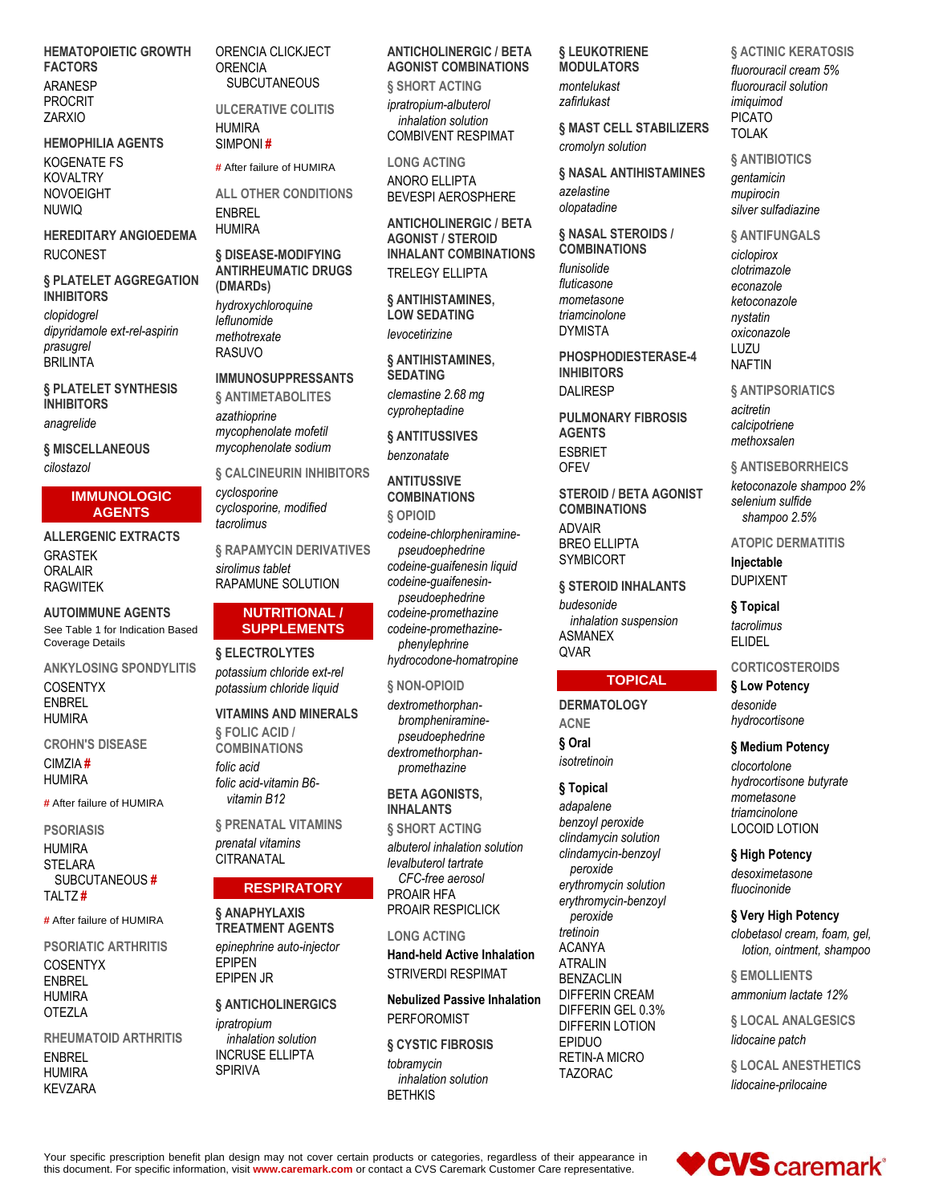### HEMATOPOIETIC GROWTH FACTORS

ARANESP
PROCRIT
ZARXIO

### HEMOPHILIA AGENTS

KOGENATE FS
KOVALTRY
NOVOEIGHT
NUWIQ

### HEREDITARY ANGIOEDEMA

RUCONEST

### § PLATELET AGGREGATION INHIBITORS

*clopidogrel*
*dipyridamole ext-rel-aspirin*
*prasugrel*
BRILINTA

### § PLATELET SYNTHESIS INHIBITORS

*anagrelide*

### § MISCELLANEOUS

*cilostazol*

## IMMUNOLOGIC AGENTS

### ALLERGENIC EXTRACTS

GRASTEK
ORALAIR
RAGWITEK

### AUTOIMMUNE AGENTS

See Table 1 for Indication Based Coverage Details

#### ANKYLOSING SPONDYLITIS

COSENTYX
ENBREL
HUMIRA

#### CROHN'S DISEASE

CIMZIA #
HUMIRA

# After failure of HUMIRA

#### PSORIASIS

HUMIRA
STELARA
SUBCUTANEOUS #
TALTZ #

# After failure of HUMIRA

#### PSORIATIC ARTHRITIS

COSENTYX
ENBREL
HUMIRA
OTEZLA

#### RHEUMATOID ARTHRITIS

ENBREL
HUMIRA
KEVZARA
ORENCIA CLICKJECT
ORENCIA
SUBCUTANEOUS

#### ULCERATIVE COLITIS

HUMIRA
SIMPONI #

# After failure of HUMIRA

#### ALL OTHER CONDITIONS

ENBREL
HUMIRA

### § DISEASE-MODIFYING ANTIRHEUMATIC DRUGS (DMARDs)

*hydroxychloroquine*
*leflunomide*
*methotrexate*
RASUVO

### IMMUNOSUPPRESSANTS

#### § ANTIMETABOLITES

*azathioprine*
*mycophenolate mofetil*
*mycophenolate sodium*

#### § CALCINEURIN INHIBITORS

*cyclosporine*
*cyclosporine, modified*
*tacrolimus*

#### § RAPAMYCIN DERIVATIVES

*sirolimus tablet*
RAPAMUNE SOLUTION

## NUTRITIONAL / SUPPLEMENTS

### § ELECTROLYTES

*potassium chloride ext-rel*
*potassium chloride liquid*

### VITAMINS AND MINERALS

#### § FOLIC ACID / COMBINATIONS

*folic acid*
*folic acid-vitamin B6-vitamin B12*

#### § PRENATAL VITAMINS

*prenatal vitamins*
CITRANATAL

## RESPIRATORY

### § ANAPHYLAXIS TREATMENT AGENTS

*epinephrine auto-injector*
EPIPEN
EPIPEN JR

### § ANTICHOLINERGICS

*ipratropium inhalation solution*
INCRUSE ELLIPTA
SPIRIVA

### ANTICHOLINERGIC / BETA AGONIST COMBINATIONS

#### § SHORT ACTING

*ipratropium-albuterol inhalation solution*
COMBIVENT RESPIMAT

#### LONG ACTING

ANORO ELLIPTA
BEVESPI AEROSPHERE

### ANTICHOLINERGIC / BETA AGONIST / STEROID INHALANT COMBINATIONS

TRELEGY ELLIPTA

### § ANTIHISTAMINES, LOW SEDATING

*levocetirizine*

### § ANTIHISTAMINES, SEDATING

*clemastine 2.68 mg*
*cyproheptadine*

### § ANTITUSSIVES

*benzonatate*

### ANTITUSSIVE COMBINATIONS

#### § OPIOID

*codeine-chlorpheniramine-pseudoephedrine*
*codeine-guaifenesin liquid*
*codeine-guaifenesin-pseudoephedrine*
*codeine-promethazine*
*codeine-promethazine-phenylephrine*
*hydrocodone-homatropine*

#### § NON-OPIOID

*dextromethorphan-brompheniramine-pseudoephedrine*
*dextromethorphan-promethazine*

### BETA AGONISTS, INHALANTS

#### § SHORT ACTING

*albuterol inhalation solution*
*levalbuterol tartrate CFC-free aerosol*
PROAIR HFA
PROAIR RESPICLICK

#### LONG ACTING

**Hand-held Active Inhalation**

STRIVERDI RESPIMAT

**Nebulized Passive Inhalation**

PERFOROMIST

### § CYSTIC FIBROSIS

*tobramycin inhalation solution*
BETHKIS

### § LEUKOTRIENE MODULATORS

*montelukast*
*zafirlukast*

### § MAST CELL STABILIZERS

*cromolyn solution*

### § NASAL ANTIHISTAMINES

*azelastine*
*olopatadine*

### § NASAL STEROIDS / COMBINATIONS

*flunisolide*
*fluticasone*
*mometasone*
*triamcinolone*
DYMISTA

### PHOSPHODIESTERASE-4 INHIBITORS

DALIRESP

### PULMONARY FIBROSIS AGENTS

ESBRIET
OFEV

### STEROID / BETA AGONIST COMBINATIONS

ADVAIR
BREO ELLIPTA
SYMBICORT

### § STEROID INHALANTS

*budesonide inhalation suspension*
ASMANEX
QVAR

## TOPICAL

### DERMATOLOGY

#### ACNE

**§ Oral**

*isotretinoin*

**§ Topical**

*adapalene*
*benzoyl peroxide*
*clindamycin solution*
*clindamycin-benzoyl peroxide*
*erythromycin solution*
*erythromycin-benzoyl peroxide*
*tretinoin*
ACANYA
ATRALIN
BENZACLIN
DIFFERIN CREAM
DIFFERIN GEL 0.3%
DIFFERIN LOTION
EPIDUO
RETIN-A MICRO
TAZORAC

#### § ACTINIC KERATOSIS

*fluorouracil cream 5%*
*fluorouracil solution*
*imiquimod*
PICATO
TOLAK

#### § ANTIBIOTICS

*gentamicin*
*mupirocin*
*silver sulfadiazine*

#### § ANTIFUNGALS

*ciclopirox*
*clotrimazole*
*econazole*
*ketoconazole*
*nystatin*
*oxiconazole*
LUZU
NAFTIN

#### § ANTIPSORIATICS

*acitretin*
*calcipotriene*
*methoxsalen*

#### § ANTISEBORRHEICS

*ketoconazole shampoo 2%*
*selenium sulfide shampoo 2.5%*

#### ATOPIC DERMATITIS

**Injectable**

DUPIXENT

**§ Topical**

*tacrolimus*
ELIDEL

#### CORTICOSTEROIDS

**§ Low Potency**

*desonide*
*hydrocortisone*

**§ Medium Potency**

*clocortolone*
*hydrocortisone butyrate*
*mometasone*
*triamcinolone*
LOCOID LOTION

**§ High Potency**

*desoximetasone*
*fluocinonide*

**§ Very High Potency**

*clobetasol cream, foam, gel, lotion, ointment, shampoo*

#### § EMOLLIENTS

*ammonium lactate 12%*

#### § LOCAL ANALGESICS

*lidocaine patch*

#### § LOCAL ANESTHETICS

*lidocaine-prilocaine*

Your specific prescription benefit plan design may not cover certain products or categories, regardless of their appearance in this document. For specific information, visit www.caremark.com or contact a CVS Caremark Customer Care representative.

CVS caremark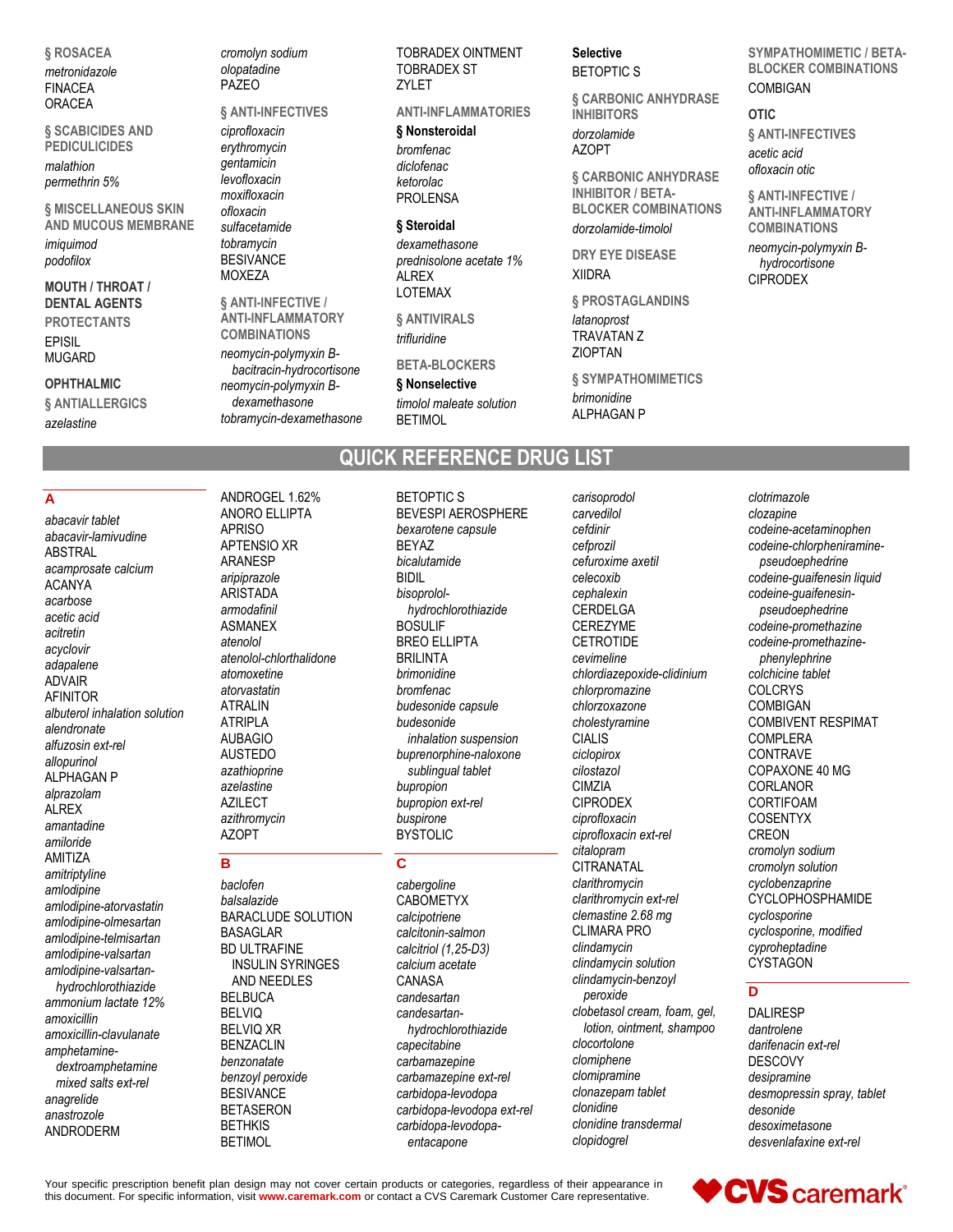### § ROSACEA

*metronidazole*
FINACEA
ORACEA

### § SCABICIDES AND PEDICULICIDES

*malathion*
*permethrin 5%*

### § MISCELLANEOUS SKIN AND MUCOUS MEMBRANE

*imiquimod*
*podofilox*

## MOUTH / THROAT / DENTAL AGENTS

### PROTECTANTS

EPISIL
MUGARD

## OPHTHALMIC

### § ANTIALLERGICS

*azelastine*
*cromolyn sodium*
*olopatadine*
PAZEO

### § ANTI-INFECTIVES

*ciprofloxacin*
*erythromycin*
*gentamicin*
*levofloxacin*
*moxifloxacin*
*ofloxacin*
*sulfacetamide*
*tobramycin*
BESIVANCE
MOXEZA

### § ANTI-INFECTIVE / ANTI-INFLAMMATORY COMBINATIONS

*neomycin-polymyxin B-bacitracin-hydrocortisone*
*neomycin-polymyxin B-dexamethasone*
*tobramycin-dexamethasone*
TOBRADEX OINTMENT
TOBRADEX ST
ZYLET

### ANTI-INFLAMMATORIES

**§ Nonsteroidal**

*bromfenac*
*diclofenac*
*ketorolac*
PROLENSA

**§ Steroidal**

*dexamethasone*
*prednisolone acetate 1%*
ALREX
LOTEMAX

### § ANTIVIRALS

*trifluridine*

### BETA-BLOCKERS

**§ Nonselective**

*timolol maleate solution*
BETIMOL

**Selective**

BETOPTIC S

### § CARBONIC ANHYDRASE INHIBITORS

*dorzolamide*
AZOPT

### § CARBONIC ANHYDRASE INHIBITOR / BETA-BLOCKER COMBINATIONS

*dorzolamide-timolol*

### DRY EYE DISEASE

XIIDRA

### § PROSTAGLANDINS

*latanoprost*
TRAVATAN Z
ZIOPTAN

### § SYMPATHOMIMETICS

*brimonidine*
ALPHAGAN P

### SYMPATHOMIMETIC / BETA-BLOCKER COMBINATIONS

COMBIGAN

## OTIC

### § ANTI-INFECTIVES

*acetic acid*
*ofloxacin otic*

### § ANTI-INFECTIVE / ANTI-INFLAMMATORY COMBINATIONS

*neomycin-polymyxin B-hydrocortisone*
CIPRODEX

# QUICK REFERENCE DRUG LIST

## A

*abacavir tablet*
*abacavir-lamivudine*
ABSTRAL
*acamprosate calcium*
ACANYA
*acarbose*
*acetic acid*
*acitretin*
*acyclovir*
*adapalene*
ADVAIR
AFINITOR
*albuterol inhalation solution*
*alendronate*
*alfuzosin ext-rel*
*allopurinol*
ALPHAGAN P
*alprazolam*
ALREX
*amantadine*
*amiloride*
AMITIZA
*amitriptyline*
*amlodipine*
*amlodipine-atorvastatin*
*amlodipine-olmesartan*
*amlodipine-telmisartan*
*amlodipine-valsartan*
*amlodipine-valsartan-hydrochlorothiazide*
*ammonium lactate 12%*
*amoxicillin*
*amoxicillin-clavulanate*
*amphetamine-dextroamphetamine mixed salts ext-rel*
*anagrelide*
*anastrozole*
ANDRODERM
ANDROGEL 1.62%
ANORO ELLIPTA
APRISO
APTENSIO XR
ARANESP
*aripiprazole*
ARISTADA
*armodafinil*
ASMANEX
*atenolol*
*atenolol-chlorthalidone*
*atomoxetine*
*atorvastatin*
ATRALIN
ATRIPLA
AUBAGIO
AUSTEDO
*azathioprine*
*azelastine*
AZILECT
*azithromycin*
AZOPT

## B

*baclofen*
*balsalazide*
BARACLUDE SOLUTION
BASAGLAR
BD ULTRAFINE INSULIN SYRINGES AND NEEDLES
BELBUCA
BELVIQ
BELVIQ XR
BENZACLIN
*benzonatate*
*benzoyl peroxide*
BESIVANCE
BETASERON
BETHKIS
BETIMOL
BETOPTIC S
BEVESPI AEROSPHERE
*bexarotene capsule*
BEYAZ
*bicalutamide*
BIDIL
*bisoprolol-hydrochlorothiazide*
BOSULIF
BREO ELLIPTA
BRILINTA
*brimonidine*
*bromfenac*
*budesonide capsule*
*budesonide inhalation suspension*
*buprenorphine-naloxone sublingual tablet*
*bupropion*
*bupropion ext-rel*
*buspirone*
BYSTOLIC

## C

*cabergoline*
CABOMETYX
*calcipotriene*
*calcitonin-salmon*
*calcitriol (1,25-D3)*
*calcium acetate*
CANASA
*candesartan*
*candesartan-hydrochlorothiazide*
*capecitabine*
*carbamazepine*
*carbamazepine ext-rel*
*carbidopa-levodopa*
*carbidopa-levodopa ext-rel*
*carbidopa-levodopa-entacapone*
*carisoprodol*
*carvedilol*
*cefdinir*
*cefprozil*
*cefuroxime axetil*
*celecoxib*
*cephalexin*
CERDELGA
CEREZYME
CETROTIDE
*cevimeline*
*chlordiazepoxide-clidinium*
*chlorpromazine*
*chlorzoxazone*
*cholestyramine*
CIALIS
*ciclopirox*
*cilostazol*
CIMZIA
CIPRODEX
*ciprofloxacin*
*ciprofloxacin ext-rel*
*citalopram*
CITRANATAL
*clarithromycin*
*clarithromycin ext-rel*
*clemastine 2.68 mg*
CLIMARA PRO
*clindamycin*
*clindamycin solution*
*clindamycin-benzoyl peroxide*
*clobetasol cream, foam, gel, lotion, ointment, shampoo*
*clocortolone*
*clomiphene*
*clomipramine*
*clonazepam tablet*
*clonidine*
*clonidine transdermal*
*clopidogrel*
*clotrimazole*
*clozapine*
*codeine-acetaminophen*
*codeine-chlorpheniramine-pseudoephedrine*
*codeine-guaifenesin liquid*
*codeine-guaifenesin-pseudoephedrine*
*codeine-promethazine*
*codeine-promethazine-phenylephrine*
*colchicine tablet*
COLCRYS
COMBIGAN
COMBIVENT RESPIMAT
COMPLERA
CONTRAVE
COPAXONE 40 MG
CORLANOR
CORTIFOAM
COSENTYX
CREON
*cromolyn sodium*
*cromolyn solution*
*cyclobenzaprine*
CYCLOPHOSPHAMIDE
*cyclosporine*
*cyclosporine, modified*
*cyproheptadine*
CYSTAGON

## D

DALIRESP
*dantrolene*
*darifenacin ext-rel*
DESCOVY
*desipramine*
*desmopressin spray, tablet*
*desonide*
*desoximetasone*
*desvenlafaxine ext-rel*

Your specific prescription benefit plan design may not cover certain products or categories, regardless of their appearance in this document. For specific information, visit **www.caremark.com** or contact a CVS Caremark Customer Care representative.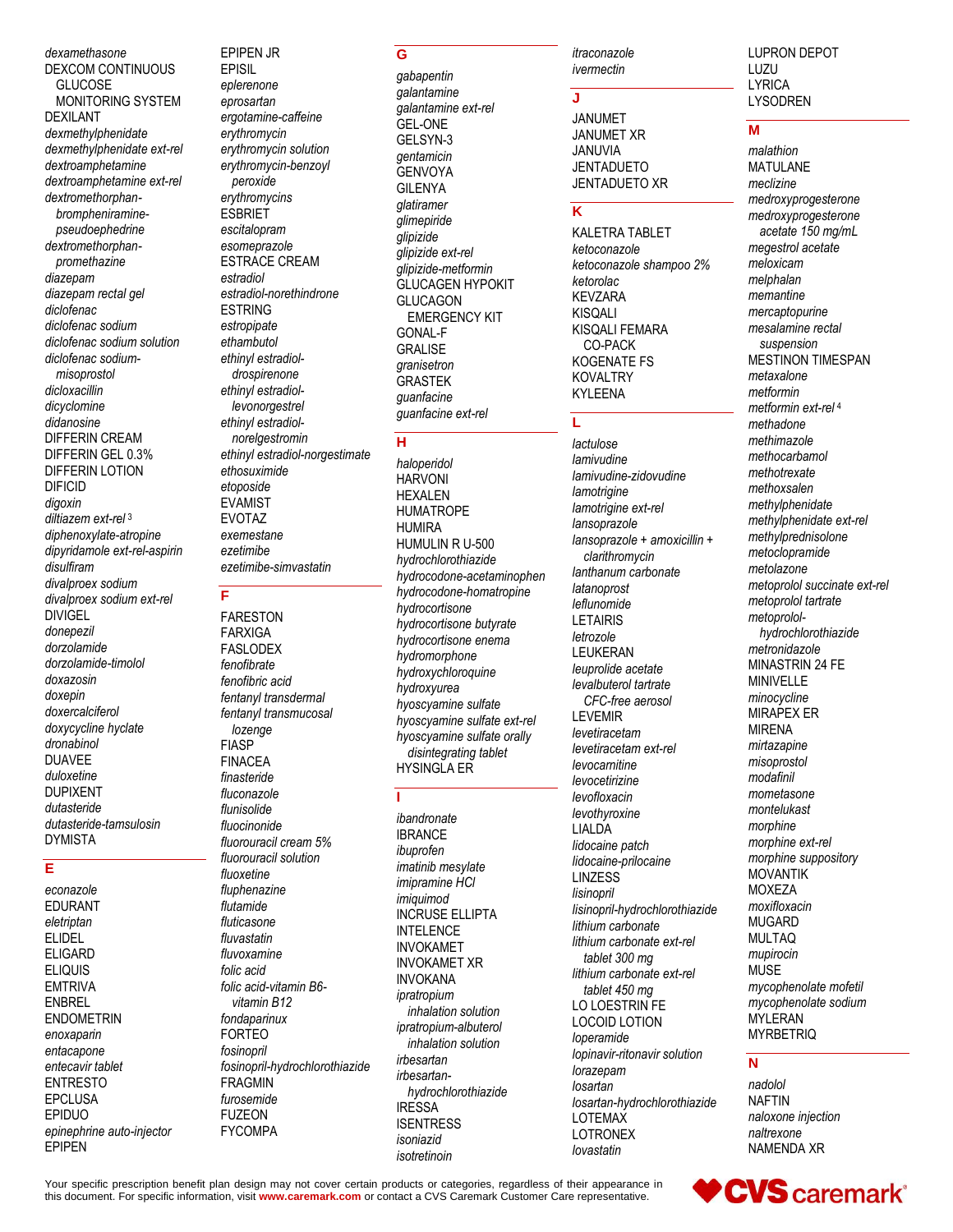*dexamethasone*
DEXCOM CONTINUOUS GLUCOSE MONITORING SYSTEM
DEXILANT
*dexmethylphenidate*
*dexmethylphenidate ext-rel*
*dextroamphetamine*
*dextroamphetamine ext-rel*
*dextromethorphan-brompheniramine-pseudoephedrine*
*dextromethorphan-promethazine*
*diazepam*
*diazepam rectal gel*
*diclofenac*
*diclofenac sodium*
*diclofenac sodium solution*
*diclofenac sodium-misoprostol*
*dicloxacillin*
*dicyclomine*
*didanosine*
DIFFERIN CREAM
DIFFERIN GEL 0.3%
DIFFERIN LOTION
DIFICID
*digoxin*
*diltiazem ext-rel* [3]
*diphenoxylate-atropine*
*dipyridamole ext-rel-aspirin*
*disulfiram*
*divalproex sodium*
*divalproex sodium ext-rel*
DIVIGEL
*donepezil*
*dorzolamide*
*dorzolamide-timolol*
*doxazosin*
*doxepin*
*doxercalciferol*
*doxycycline hyclate*
*dronabinol*
DUAVEE
*duloxetine*
DUPIXENT
*dutasteride*
*dutasteride-tamsulosin*
DYMISTA

## E

*econazole*
EDURANT
*eletriptan*
ELIDEL
ELIGARD
ELIQUIS
EMTRIVA
ENBREL
ENDOMETRIN
*enoxaparin*
*entacapone*
*entecavir tablet*
ENTRESTO
EPCLUSA
EPIDUO
*epinephrine auto-injector*
EPIPEN
EPIPEN JR
EPISIL
*eplerenone*
*eprosartan*
*ergotamine-caffeine*
*erythromycin*
*erythromycin solution*
*erythromycin-benzoyl peroxide*
*erythromycins*
ESBRIET
*escitalopram*
*esomeprazole*
ESTRACE CREAM
*estradiol*
*estradiol-norethindrone*
ESTRING
*estropipate*
*ethambutol*
*ethinyl estradiol-drospirenone*
*ethinyl estradiol-levonorgestrel*
*ethinyl estradiol-norelgestromin*
*ethinyl estradiol-norgestimate*
*ethosuximide*
*etoposide*
EVAMIST
EVOTAZ
*exemestane*
*ezetimibe*
*ezetimibe-simvastatin*

## F

FARESTON
FARXIGA
FASLODEX
*fenofibrate*
*fenofibric acid*
*fentanyl transdermal*
*fentanyl transmucosal lozenge*
FIASP
FINACEA
*finasteride*
*fluconazole*
*flunisolide*
*fluocinonide*
*fluorouracil cream 5%*
*fluorouracil solution*
*fluoxetine*
*fluphenazine*
*flutamide*
*fluticasone*
*fluvastatin*
*fluvoxamine*
*folic acid*
*folic acid-vitamin B6-vitamin B12*
*fondaparinux*
FORTEO
*fosinopril*
*fosinopril-hydrochlorothiazide*
FRAGMIN
*furosemide*
FUZEON
FYCOMPA

## G

*gabapentin*
*galantamine*
*galantamine ext-rel*
GEL-ONE
GELSYN-3
*gentamicin*
GENVOYA
GILENYA
*glatiramer*
*glimepiride*
*glipizide*
*glipizide ext-rel*
*glipizide-metformin*
GLUCAGEN HYPOKIT
GLUCAGON EMERGENCY KIT
GONAL-F
GRALISE
*granisetron*
GRASTEK
*guanfacine*
*guanfacine ext-rel*

## H

*haloperidol*
HARVONI
HEXALEN
HUMATROPE
HUMIRA
HUMULIN R U-500
*hydrochlorothiazide*
*hydrocodone-acetaminophen*
*hydrocodone-homatropine*
*hydrocortisone*
*hydrocortisone butyrate*
*hydrocortisone enema*
*hydromorphone*
*hydroxychloroquine*
*hydroxyurea*
*hyoscyamine sulfate*
*hyoscyamine sulfate ext-rel*
*hyoscyamine sulfate orally disintegrating tablet*
HYSINGLA ER

## I

*ibandronate*
IBRANCE
*ibuprofen*
*imatinib mesylate*
*imipramine HCl*
*imiquimod*
INCRUSE ELLIPTA
INTELENCE
INVOKAMET
INVOKAMET XR
INVOKANA
*ipratropium inhalation solution*
*ipratropium-albuterol inhalation solution*
*irbesartan*
*irbesartan-hydrochlorothiazide*
IRESSA
ISENTRESS
*isoniazid*
*isotretinoin*
*itraconazole*
*ivermectin*

## J

JANUMET
JANUMET XR
JANUVIA
JENTADUETO
JENTADUETO XR

## K

KALETRA TABLET
*ketoconazole*
*ketoconazole shampoo 2%*
*ketorolac*
KEVZARA
KISQALI
KISQALI FEMARA CO-PACK
KOGENATE FS
KOVALTRY
KYLEENA

## L

*lactulose*
*lamivudine*
*lamivudine-zidovudine*
*lamotrigine*
*lamotrigine ext-rel*
*lansoprazole*
*lansoprazole + amoxicillin + clarithromycin*
*lanthanum carbonate*
*latanoprost*
*leflunomide*
LETAIRIS
*letrozole*
LEUKERAN
*leuprolide acetate*
*levalbuterol tartrate CFC-free aerosol*
LEVEMIR
*levetiracetam*
*levetiracetam ext-rel*
*levocarnitine*
*levocetirizine*
*levofloxacin*
*levothyroxine*
LIALDA
*lidocaine patch*
*lidocaine-prilocaine*
LINZESS
*lisinopril*
*lisinopril-hydrochlorothiazide*
*lithium carbonate*
*lithium carbonate ext-rel tablet 300 mg*
*lithium carbonate ext-rel tablet 450 mg*
LO LOESTRIN FE
LOCOID LOTION
*loperamide*
*lopinavir-ritonavir solution*
*lorazepam*
*losartan*
*losartan-hydrochlorothiazide*
LOTEMAX
LOTRONEX
*lovastatin*
LUPRON DEPOT
LUZU
LYRICA
LYSODREN

## M

*malathion*
MATULANE
*meclizine*
*medroxyprogesterone*
*medroxyprogesterone acetate 150 mg/mL*
*megestrol acetate*
*meloxicam*
*melphalan*
*memantine*
*mercaptopurine*
*mesalamine rectal suspension*
MESTINON TIMESPAN
*metaxalone*
*metformin*
*metformin ext-rel* [4]
*methadone*
*methimazole*
*methocarbamol*
*methotrexate*
*methoxsalen*
*methylphenidate*
*methylphenidate ext-rel*
*methylprednisolone*
*metoclopramide*
*metolazone*
*metoprolol succinate ext-rel*
*metoprolol tartrate*
*metoprolol-hydrochlorothiazide*
*metronidazole*
MINASTRIN 24 FE
MINIVELLE
*minocycline*
MIRAPEX ER
MIRENA
*mirtazapine*
*misoprostol*
*modafinil*
*mometasone*
*montelukast*
*morphine*
*morphine ext-rel*
*morphine suppository*
MOVANTIK
MOXEZA
*moxifloxacin*
MUGARD
MULTAQ
*mupirocin*
MUSE
*mycophenolate mofetil*
*mycophenolate sodium*
MYLERAN
MYRBETRIQ

## N

*nadolol*
NAFTIN
*naloxone injection*
*naltrexone*
NAMENDA XR

Your specific prescription benefit plan design may not cover certain products or categories, regardless of their appearance in this document. For specific information, visit **www.caremark.com** or contact a CVS Caremark Customer Care representative.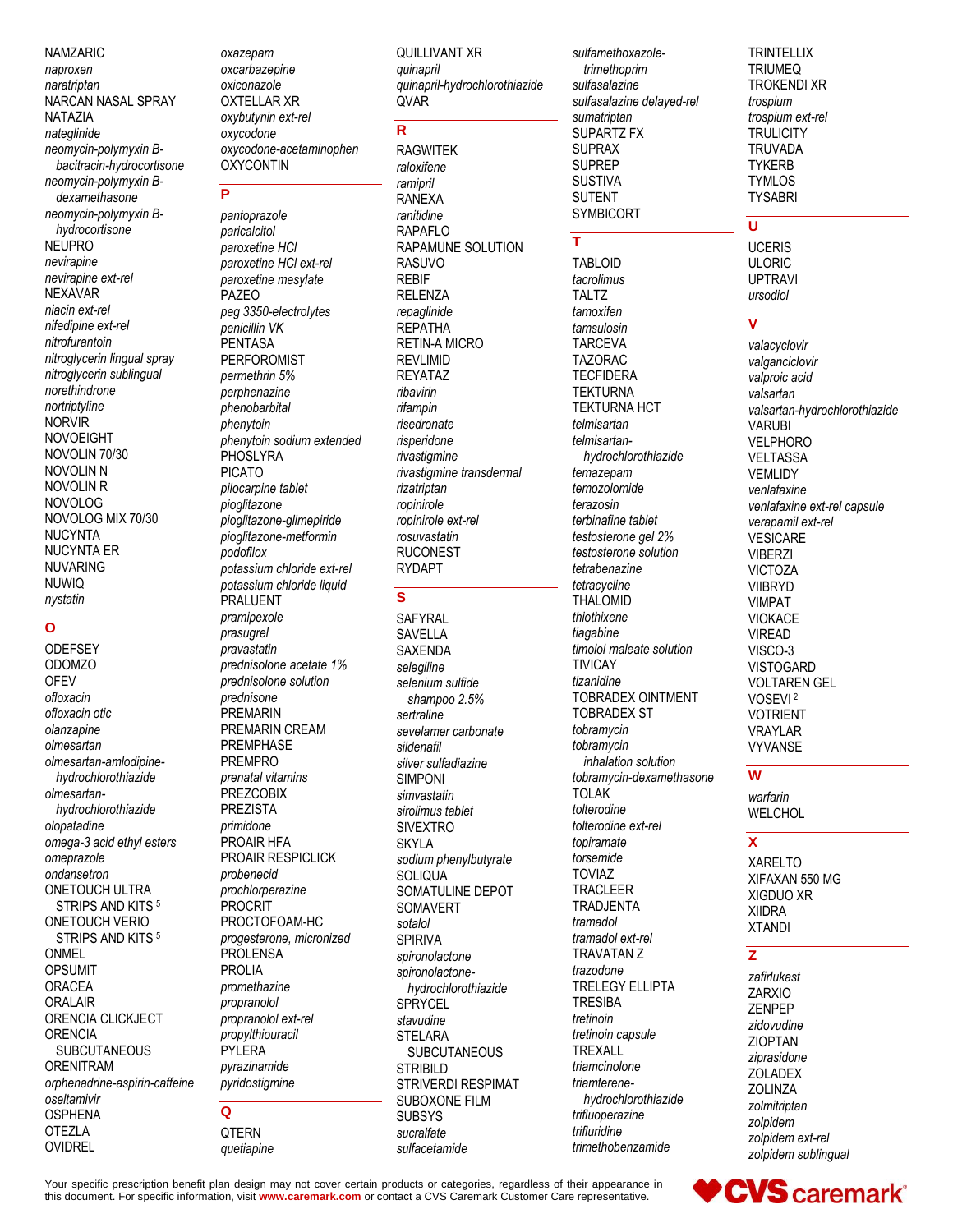NAMZARIC
*naproxen*
*naratriptan*
NARCAN NASAL SPRAY
NATAZIA
*nateglinide*
*neomycin-polymyxin B-bacitracin-hydrocortisone*
*neomycin-polymyxin B-dexamethasone*
*neomycin-polymyxin B-hydrocortisone*
NEUPRO
*nevirapine*
*nevirapine ext-rel*
NEXAVAR
*niacin ext-rel*
*nifedipine ext-rel*
*nitrofurantoin*
*nitroglycerin lingual spray*
*nitroglycerin sublingual*
*norethindrone*
*nortriptyline*
NORVIR
NOVOEIGHT
NOVOLIN 70/30
NOVOLIN N
NOVOLIN R
NOVOLOG
NOVOLOG MIX 70/30
NUCYNTA
NUCYNTA ER
NUVARING
NUWIQ
*nystatin*

## O

ODEFSEY
ODOMZO
OFEV
*ofloxacin*
*ofloxacin otic*
*olanzapine*
*olmesartan*
*olmesartan-amlodipine-hydrochlorothiazide*
*olmesartan-hydrochlorothiazide*
*olopatadine*
*omega-3 acid ethyl esters*
*omeprazole*
*ondansetron*
ONETOUCH ULTRA STRIPS AND KITS [5]
ONETOUCH VERIO STRIPS AND KITS [5]
ONMEL
OPSUMIT
ORACEA
ORALAIR
ORENCIA CLICKJECT
ORENCIA SUBCUTANEOUS
ORENITRAM
*orphenadrine-aspirin-caffeine*
*oseltamivir*
OSPHENA
OTEZLA
OVIDREL
*oxazepam*
*oxcarbazepine*
*oxiconazole*
OXTELLAR XR
*oxybutynin ext-rel*
*oxycodone*
*oxycodone-acetaminophen*
OXYCONTIN

## P

*pantoprazole*
*paricalcitol*
*paroxetine HCl*
*paroxetine HCl ext-rel*
*paroxetine mesylate*
PAZEO
*peg 3350-electrolytes*
*penicillin VK*
PENTASA
PERFOROMIST
*permethrin 5%*
*perphenazine*
*phenobarbital*
*phenytoin*
*phenytoin sodium extended*
PHOSLYRA
PICATO
*pilocarpine tablet*
*pioglitazone*
*pioglitazone-glimepiride*
*pioglitazone-metformin*
*podofilox*
*potassium chloride ext-rel*
*potassium chloride liquid*
PRALUENT
*pramipexole*
*prasugrel*
*pravastatin*
*prednisolone acetate 1%*
*prednisolone solution*
*prednisone*
PREMARIN
PREMARIN CREAM
PREMPHASE
PREMPRO
*prenatal vitamins*
PREZCOBIX
PREZISTA
*primidone*
PROAIR HFA
PROAIR RESPICLICK
*probenecid*
*prochlorperazine*
PROCRIT
PROCTOFOAM-HC
*progesterone, micronized*
PROLENSA
PROLIA
*promethazine*
*propranolol*
*propranolol ext-rel*
*propylthiouracil*
PYLERA
*pyrazinamide*
*pyridostigmine*

## Q

QTERN
*quetiapine*
QUILLIVANT XR
*quinapril*
*quinapril-hydrochlorothiazide*
QVAR

## R

RAGWITEK
*raloxifene*
*ramipril*
RANEXA
*ranitidine*
RAPAFLO
RAPAMUNE SOLUTION
RASUVO
REBIF
RELENZA
*repaglinide*
REPATHA
RETIN-A MICRO
REVLIMID
REYATAZ
*ribavirin*
*rifampin*
*risedronate*
*risperidone*
*rivastigmine*
*rivastigmine transdermal*
*rizatriptan*
*ropinirole*
*ropinirole ext-rel*
*rosuvastatin*
RUCONEST
RYDAPT

## S

SAFYRAL
SAVELLA
SAXENDA
*selegiline*
*selenium sulfide shampoo 2.5%*
*sertraline*
*sevelamer carbonate*
*sildenafil*
*silver sulfadiazine*
SIMPONI
*simvastatin*
*sirolimus tablet*
SIVEXTRO
SKYLA
*sodium phenylbutyrate*
SOLIQUA
SOMATULINE DEPOT
SOMAVERT
*sotalol*
SPIRIVA
*spironolactone*
*spironolactone-hydrochlorothiazide*
SPRYCEL
*stavudine*
STELARA SUBCUTANEOUS
STRIBILD
STRIVERDI RESPIMAT
SUBOXONE FILM
SUBSYS
*sucralfate*
*sulfacetamide*
*sulfamethoxazole-trimethoprim*
*sulfasalazine*
*sulfasalazine delayed-rel*
*sumatriptan*
SUPARTZ FX
SUPRAX
SUPREP
SUSTIVA
SUTENT
SYMBICORT

## T

TABLOID
*tacrolimus*
TALTZ
*tamoxifen*
*tamsulosin*
TARCEVA
TAZORAC
TECFIDERA
TEKTURNA
TEKTURNA HCT
*telmisartan*
*telmisartan-hydrochlorothiazide*
*temazepam*
*temozolomide*
*terazosin*
*terbinafine tablet*
*testosterone gel 2%*
*testosterone solution*
*tetrabenazine*
*tetracycline*
THALOMID
*thiothixene*
*tiagabine*
*timolol maleate solution*
TIVICAY
*tizanidine*
TOBRADEX OINTMENT
TOBRADEX ST
*tobramycin*
*tobramycin inhalation solution*
*tobramycin-dexamethasone*
TOLAK
*tolterodine*
*tolterodine ext-rel*
*topiramate*
*torsemide*
TOVIAZ
TRACLEER
TRADJENTA
*tramadol*
*tramadol ext-rel*
TRAVATAN Z
*trazodone*
TRELEGY ELLIPTA
TRESIBA
*tretinoin*
*tretinoin capsule*
TREXALL
*triamcinolone*
*triamterene-hydrochlorothiazide*
*trifluoperazine*
*trifluridine*
*trimethobenzamide*
TRINTELLIX
TRIUMEQ
TROKENDI XR
*trospium*
*trospium ext-rel*
TRULICITY
TRUVADA
TYKERB
TYMLOS
TYSABRI

## U

UCERIS
ULORIC
UPTRAVI
*ursodiol*

## V

*valacyclovir*
*valganciclovir*
*valproic acid*
*valsartan*
*valsartan-hydrochlorothiazide*
VARUBI
VELPHORO
VELTASSA
VEMLIDY
*venlafaxine*
*venlafaxine ext-rel capsule*
*verapamil ext-rel*
VESICARE
VIBERZI
VICTOZA
VIIBRYD
VIMPAT
VIOKACE
VIREAD
VISCO-3
VISTOGARD
VOLTAREN GEL
VOSEVI [2]
VOTRIENT
VRAYLAR
VYVANSE

## W

*warfarin*
WELCHOL

## X

XARELTO
XIFAXAN 550 MG
XIGDUO XR
XIIDRA
XTANDI

## Z

*zafirlukast*
ZARXIO
ZENPEP
*zidovudine*
ZIOPTAN
*ziprasidone*
ZOLADEX
ZOLINZA
*zolmitriptan*
*zolpidem*
*zolpidem ext-rel*
*zolpidem sublingual*

Your specific prescription benefit plan design may not cover certain products or categories, regardless of their appearance in this document. For specific information, visit **www.caremark.com** or contact a CVS Caremark Customer Care representative.

CVS caremark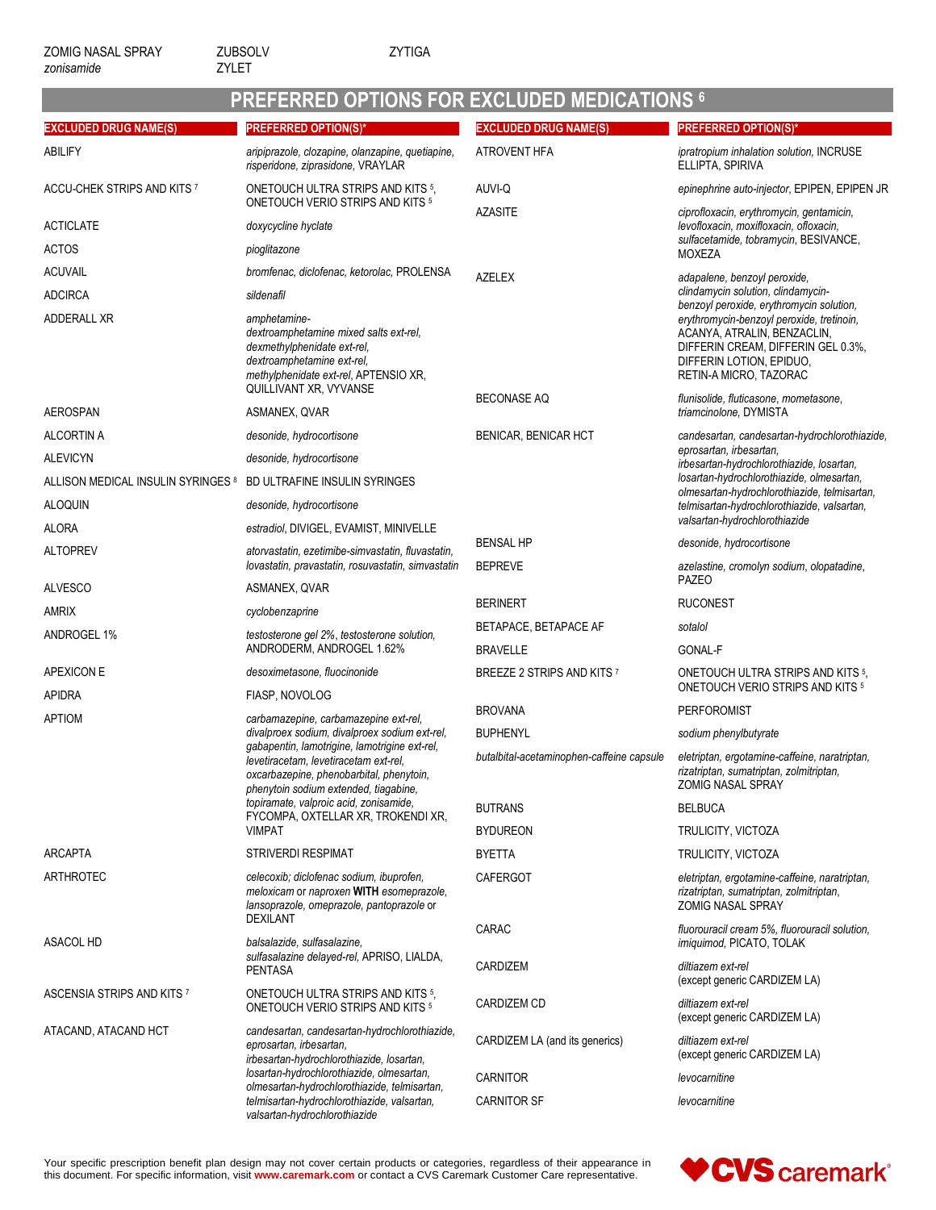ZOMIG NASAL SPRAY  ZUBSOLV  ZYTIGA
*zonisamide*  ZYLET

## PREFERRED OPTIONS FOR EXCLUDED MEDICATIONS [6]

| EXCLUDED DRUG NAME(S) | PREFERRED OPTION(S)* |
|---|---|
| ABILIFY | *aripiprazole, clozapine, olanzapine, quetiapine, risperidone, ziprasidone,* VRAYLAR |
| ACCU-CHEK STRIPS AND KITS [7] | ONETOUCH ULTRA STRIPS AND KITS [5], ONETOUCH VERIO STRIPS AND KITS [5] |
| ACTICLATE | *doxycycline hyclate* |
| ACTOS | *pioglitazone* |
| ACUVAIL | *bromfenac, diclofenac, ketorolac,* PROLENSA |
| ADCIRCA | *sildenafil* |
| ADDERALL XR | *amphetamine-dextroamphetamine mixed salts ext-rel, dexmethylphenidate ext-rel, dextroamphetamine ext-rel, methylphenidate ext-rel,* APTENSIO XR, QUILLIVANT XR, VYVANSE |
| AEROSPAN | ASMANEX, QVAR |
| ALCORTIN A | *desonide, hydrocortisone* |
| ALEVICYN | *desonide, hydrocortisone* |
| ALLISON MEDICAL INSULIN SYRINGES [8] | BD ULTRAFINE INSULIN SYRINGES |
| ALOQUIN | *desonide, hydrocortisone* |
| ALORA | *estradiol,* DIVIGEL, EVAMIST, MINIVELLE |
| ALTOPREV | *atorvastatin, ezetimibe-simvastatin, fluvastatin, lovastatin, pravastatin, rosuvastatin, simvastatin* |
| ALVESCO | ASMANEX, QVAR |
| AMRIX | *cyclobenzaprine* |
| ANDROGEL 1% | *testosterone gel 2%, testosterone solution,* ANDRODERM, ANDROGEL 1.62% |
| APEXICON E | *desoximetasone, fluocinonide* |
| APIDRA | FIASP, NOVOLOG |
| APTIOM | *carbamazepine, carbamazepine ext-rel, divalproex sodium, divalproex sodium ext-rel, gabapentin, lamotrigine, lamotrigine ext-rel, levetiracetam, levetiracetam ext-rel, oxcarbazepine, phenobarbital, phenytoin, phenytoin sodium extended, tiagabine, topiramate, valproic acid, zonisamide,* FYCOMPA, OXTELLAR XR, TROKENDI XR, VIMPAT |
| ARCAPTA | STRIVERDI RESPIMAT |
| ARTHROTEC | *celecoxib; diclofenac sodium, ibuprofen, meloxicam* or *naproxen* **WITH** *esomeprazole, lansoprazole, omeprazole, pantoprazole* or DEXILANT |
| ASACOL HD | *balsalazide, sulfasalazine, sulfasalazine delayed-rel,* APRISO, LIALDA, PENTASA |
| ASCENSIA STRIPS AND KITS [7] | ONETOUCH ULTRA STRIPS AND KITS [5], ONETOUCH VERIO STRIPS AND KITS [5] |
| ATACAND, ATACAND HCT | *candesartan, candesartan-hydrochlorothiazide, eprosartan, irbesartan, irbesartan-hydrochlorothiazide, losartan, losartan-hydrochlorothiazide, olmesartan, olmesartan-hydrochlorothiazide, telmisartan, telmisartan-hydrochlorothiazide, valsartan, valsartan-hydrochlorothiazide* |
| ATROVENT HFA | *ipratropium inhalation solution,* INCRUSE ELLIPTA, SPIRIVA |
| AUVI-Q | *epinephrine auto-injector,* EPIPEN, EPIPEN JR |
| AZASITE | *ciprofloxacin, erythromycin, gentamicin, levofloxacin, moxifloxacin, ofloxacin, sulfacetamide, tobramycin,* BESIVANCE, MOXEZA |
| AZELEX | *adapalene, benzoyl peroxide, clindamycin solution, clindamycin-benzoyl peroxide, erythromycin solution, erythromycin-benzoyl peroxide, tretinoin,* ACANYA, ATRALIN, BENZACLIN, DIFFERIN CREAM, DIFFERIN GEL 0.3%, DIFFERIN LOTION, EPIDUO, RETIN-A MICRO, TAZORAC |
| BECONASE AQ | *flunisolide, fluticasone, mometasone, triamcinolone,* DYMISTA |
| BENICAR, BENICAR HCT | *candesartan, candesartan-hydrochlorothiazide, eprosartan, irbesartan, irbesartan-hydrochlorothiazide, losartan, losartan-hydrochlorothiazide, olmesartan, olmesartan-hydrochlorothiazide, telmisartan, telmisartan-hydrochlorothiazide, valsartan, valsartan-hydrochlorothiazide* |
| BENSAL HP | *desonide, hydrocortisone* |
| BEPREVE | *azelastine, cromolyn sodium, olopatadine,* PAZEO |
| BERINERT | RUCONEST |
| BETAPACE, BETAPACE AF | *sotalol* |
| BRAVELLE | GONAL-F |
| BREEZE 2 STRIPS AND KITS [7] | ONETOUCH ULTRA STRIPS AND KITS [5], ONETOUCH VERIO STRIPS AND KITS [5] |
| BROVANA | PERFOROMIST |
| BUPHENYL | *sodium phenylbutyrate* |
| *butalbital-acetaminophen-caffeine capsule* | *eletriptan, ergotamine-caffeine, naratriptan, rizatriptan, sumatriptan, zolmitriptan,* ZOMIG NASAL SPRAY |
| BUTRANS | BELBUCA |
| BYDUREON | TRULICITY, VICTOZA |
| BYETTA | TRULICITY, VICTOZA |
| CAFERGOT | *eletriptan, ergotamine-caffeine, naratriptan, rizatriptan, sumatriptan, zolmitriptan,* ZOMIG NASAL SPRAY |
| CARAC | *fluorouracil cream 5%, fluorouracil solution, imiquimod,* PICATO, TOLAK |
| CARDIZEM | *diltiazem ext-rel* (except generic CARDIZEM LA) |
| CARDIZEM CD | *diltiazem ext-rel* (except generic CARDIZEM LA) |
| CARDIZEM LA (and its generics) | *diltiazem ext-rel* (except generic CARDIZEM LA) |
| CARNITOR | *levocarnitine* |
| CARNITOR SF | *levocarnitine* |

Your specific prescription benefit plan design may not cover certain products or categories, regardless of their appearance in this document. For specific information, visit **www.caremark.com** or contact a CVS Caremark Customer Care representative.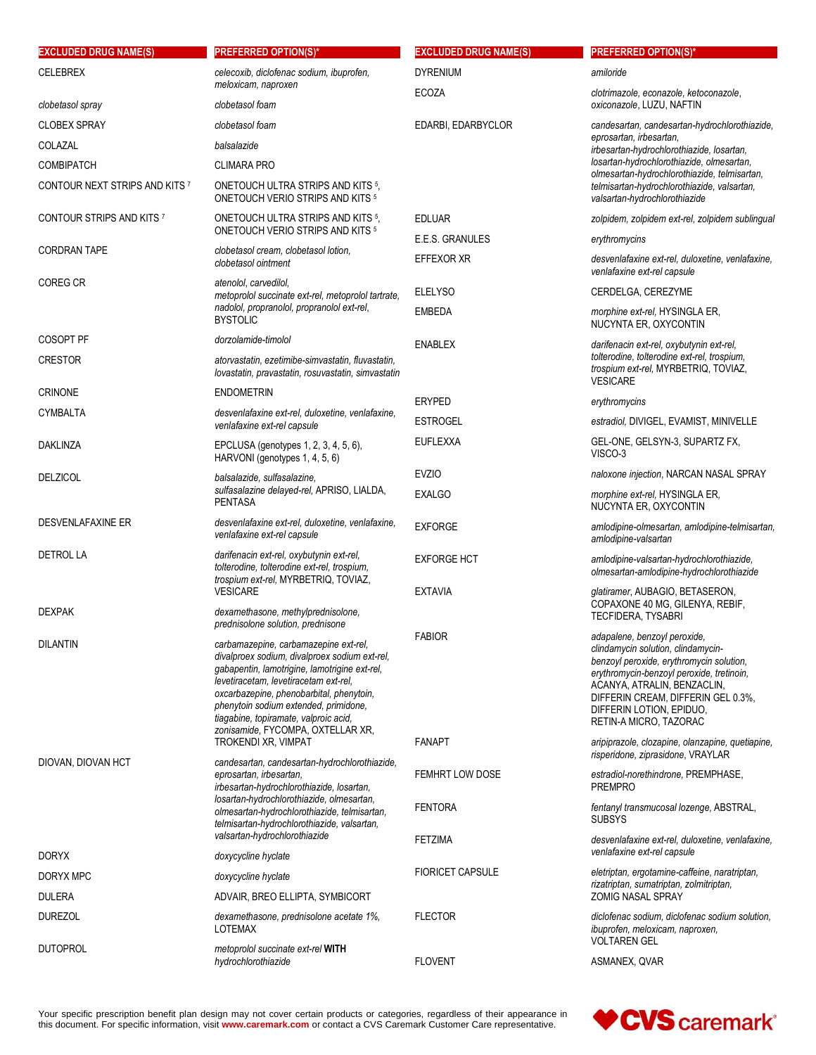| EXCLUDED DRUG NAME(S) | PREFERRED OPTION(S)* |
|---|---|
| CELEBREX | *celecoxib, diclofenac sodium, ibuprofen, meloxicam, naproxen* |
| *clobetasol spray* | *clobetasol foam* |
| CLOBEX SPRAY | *clobetasol foam* |
| COLAZAL | *balsalazide* |
| COMBIPATCH | CLIMARA PRO |
| CONTOUR NEXT STRIPS AND KITS [7] | ONETOUCH ULTRA STRIPS AND KITS [5], ONETOUCH VERIO STRIPS AND KITS [5] |
| CONTOUR STRIPS AND KITS [7] | ONETOUCH ULTRA STRIPS AND KITS [5], ONETOUCH VERIO STRIPS AND KITS [5] |
| CORDRAN TAPE | *clobetasol cream, clobetasol lotion, clobetasol ointment* |
| COREG CR | *atenolol, carvedilol, metoprolol succinate ext-rel, metoprolol tartrate, nadolol, propranolol, propranolol ext-rel,* BYSTOLIC |
| COSOPT PF | *dorzolamide-timolol* |
| CRESTOR | *atorvastatin, ezetimibe-simvastatin, fluvastatin, lovastatin, pravastatin, rosuvastatin, simvastatin* |
| CRINONE | ENDOMETRIN |
| CYMBALTA | *desvenlafaxine ext-rel, duloxetine, venlafaxine, venlafaxine ext-rel capsule* |
| DAKLINZA | EPCLUSA (genotypes 1, 2, 3, 4, 5, 6), HARVONI (genotypes 1, 4, 5, 6) |
| DELZICOL | *balsalazide, sulfasalazine, sulfasalazine delayed-rel,* APRISO, LIALDA, PENTASA |
| DESVENLAFAXINE ER | *desvenlafaxine ext-rel, duloxetine, venlafaxine, venlafaxine ext-rel capsule* |
| DETROL LA | *darifenacin ext-rel, oxybutynin ext-rel, tolterodine, tolterodine ext-rel, trospium, trospium ext-rel,* MYRBETRIQ, TOVIAZ, VESICARE |
| DEXPAK | *dexamethasone, methylprednisolone, prednisolone solution, prednisone* |
| DILANTIN | *carbamazepine, carbamazepine ext-rel, divalproex sodium, divalproex sodium ext-rel, gabapentin, lamotrigine, lamotrigine ext-rel, levetiracetam, levetiracetam ext-rel, oxcarbazepine, phenobarbital, phenytoin, phenytoin sodium extended, primidone, tiagabine, topiramate, valproic acid, zonisamide,* FYCOMPA, OXTELLAR XR, TROKENDI XR, VIMPAT |
| DIOVAN, DIOVAN HCT | *candesartan, candesartan-hydrochlorothiazide, eprosartan, irbesartan, irbesartan-hydrochlorothiazide, losartan, losartan-hydrochlorothiazide, olmesartan, olmesartan-hydrochlorothiazide, telmisartan, telmisartan-hydrochlorothiazide, valsartan, valsartan-hydrochlorothiazide* |
| DORYX | *doxycycline hyclate* |
| DORYX MPC | *doxycycline hyclate* |
| DULERA | ADVAIR, BREO ELLIPTA, SYMBICORT |
| DUREZOL | *dexamethasone, prednisolone acetate 1%,* LOTEMAX |
| DUTOPROL | *metoprolol succinate ext-rel* **WITH** *hydrochlorothiazide* |
| DYRENIUM | *amiloride* |
| ECOZA | *clotrimazole, econazole, ketoconazole, oxiconazole,* LUZU, NAFTIN |
| EDARBI, EDARBYCLOR | *candesartan, candesartan-hydrochlorothiazide, eprosartan, irbesartan, irbesartan-hydrochlorothiazide, losartan, losartan-hydrochlorothiazide, olmesartan, olmesartan-hydrochlorothiazide, telmisartan, telmisartan-hydrochlorothiazide, valsartan, valsartan-hydrochlorothiazide* |
| EDLUAR | *zolpidem, zolpidem ext-rel, zolpidem sublingual* |
| E.E.S. GRANULES | *erythromycins* |
| EFFEXOR XR | *desvenlafaxine ext-rel, duloxetine, venlafaxine, venlafaxine ext-rel capsule* |
| ELELYSO | CERDELGA, CEREZYME |
| EMBEDA | *morphine ext-rel,* HYSINGLA ER, NUCYNTA ER, OXYCONTIN |
| ENABLEX | *darifenacin ext-rel, oxybutynin ext-rel, tolterodine, tolterodine ext-rel, trospium, trospium ext-rel,* MYRBETRIQ, TOVIAZ, VESICARE |
| ERYPED | *erythromycins* |
| ESTROGEL | *estradiol,* DIVIGEL, EVAMIST, MINIVELLE |
| EUFLEXXA | GEL-ONE, GELSYN-3, SUPARTZ FX, VISCO-3 |
| EVZIO | *naloxone injection,* NARCAN NASAL SPRAY |
| EXALGO | *morphine ext-rel,* HYSINGLA ER, NUCYNTA ER, OXYCONTIN |
| EXFORGE | *amlodipine-olmesartan, amlodipine-telmisartan, amlodipine-valsartan* |
| EXFORGE HCT | *amlodipine-valsartan-hydrochlorothiazide, olmesartan-amlodipine-hydrochlorothiazide* |
| EXTAVIA | *glatiramer,* AUBAGIO, BETASERON, COPAXONE 40 MG, GILENYA, REBIF, TECFIDERA, TYSABRI |
| FABIOR | *adapalene, benzoyl peroxide, clindamycin solution, clindamycin-benzoyl peroxide, erythromycin solution, erythromycin-benzoyl peroxide, tretinoin,* ACANYA, ATRALIN, BENZACLIN, DIFFERIN CREAM, DIFFERIN GEL 0.3%, DIFFERIN LOTION, EPIDUO, RETIN-A MICRO, TAZORAC |
| FANAPT | *aripiprazole, clozapine, olanzapine, quetiapine, risperidone, ziprasidone,* VRAYLAR |
| FEMHRT LOW DOSE | *estradiol-norethindrone,* PREMPHASE, PREMPRO |
| FENTORA | *fentanyl transmucosal lozenge,* ABSTRAL, SUBSYS |
| FETZIMA | *desvenlafaxine ext-rel, duloxetine, venlafaxine, venlafaxine ext-rel capsule* |
| FIORICET CAPSULE | *eletriptan, ergotamine-caffeine, naratriptan, rizatriptan, sumatriptan, zolmitriptan,* ZOMIG NASAL SPRAY |
| FLECTOR | *diclofenac sodium, diclofenac sodium solution, ibuprofen, meloxicam, naproxen,* VOLTAREN GEL |
| FLOVENT | ASMANEX, QVAR |

Your specific prescription benefit plan design may not cover certain products or categories, regardless of their appearance in this document. For specific information, visit **www.caremark.com** or contact a CVS Caremark Customer Care representative.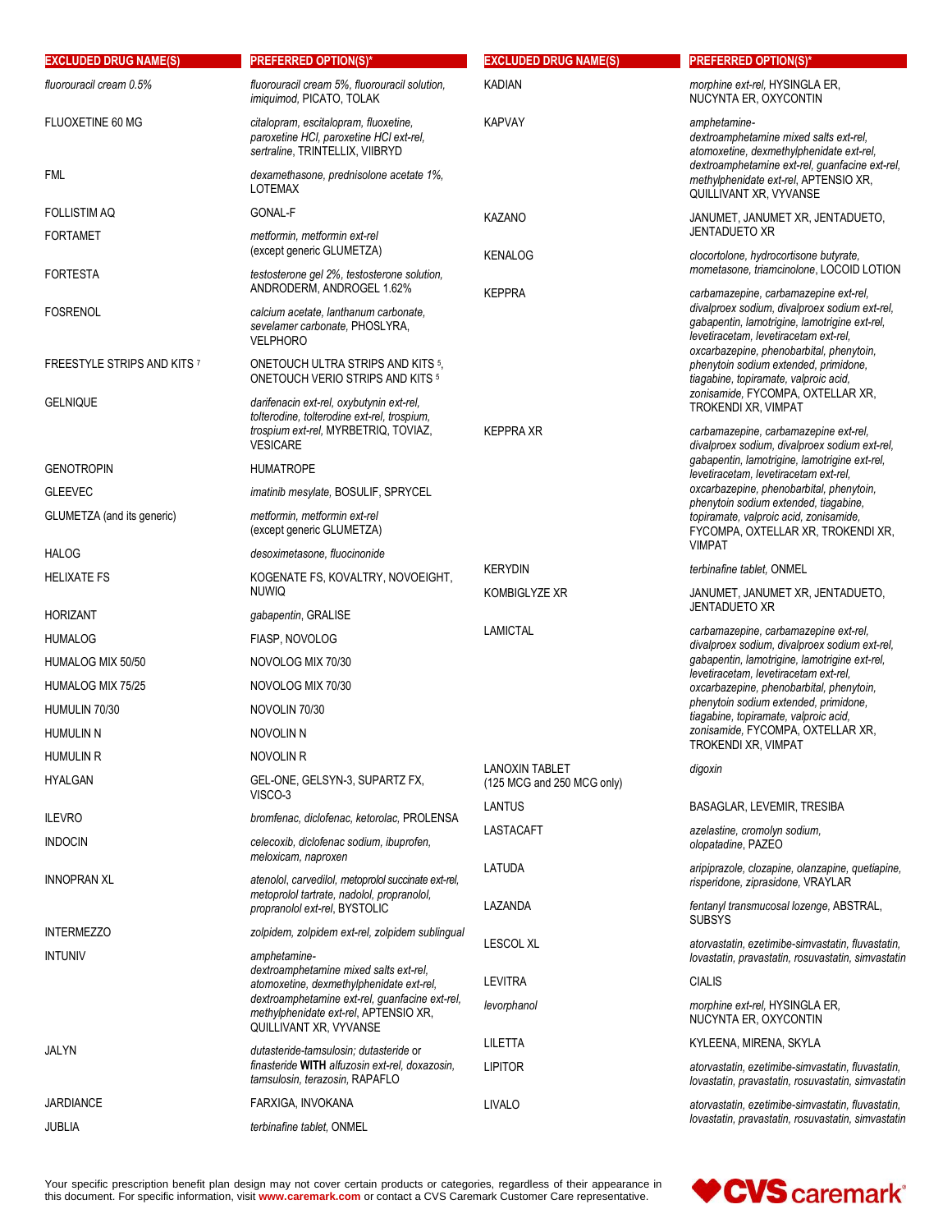| EXCLUDED DRUG NAME(S) | PREFERRED OPTION(S)* |
|---|---|
| *fluorouracil cream 0.5%* | *fluorouracil cream 5%, fluorouracil solution, imiquimod,* PICATO, TOLAK |
| FLUOXETINE 60 MG | *citalopram, escitalopram, fluoxetine, paroxetine HCl, paroxetine HCl ext-rel, sertraline,* TRINTELLIX, VIIBRYD |
| FML | *dexamethasone, prednisolone acetate 1%,* LOTEMAX |
| FOLLISTIM AQ | GONAL-F |
| FORTAMET | *metformin, metformin ext-rel* (except generic GLUMETZA) |
| FORTESTA | *testosterone gel 2%, testosterone solution,* ANDRODERM, ANDROGEL 1.62% |
| FOSRENOL | *calcium acetate, lanthanum carbonate, sevelamer carbonate,* PHOSLYRA, VELPHORO |
| FREESTYLE STRIPS AND KITS [7] | ONETOUCH ULTRA STRIPS AND KITS [5], ONETOUCH VERIO STRIPS AND KITS [5] |
| GELNIQUE | *darifenacin ext-rel, oxybutynin ext-rel, tolterodine, tolterodine ext-rel, trospium, trospium ext-rel,* MYRBETRIQ, TOVIAZ, VESICARE |
| GENOTROPIN | HUMATROPE |
| GLEEVEC | *imatinib mesylate,* BOSULIF, SPRYCEL |
| GLUMETZA (and its generic) | *metformin, metformin ext-rel* (except generic GLUMETZA) |
| HALOG | *desoximetasone, fluocinonide* |
| HELIXATE FS | KOGENATE FS, KOVALTRY, NOVOEIGHT, NUWIQ |
| HORIZANT | *gabapentin,* GRALISE |
| HUMALOG | FIASP, NOVOLOG |
| HUMALOG MIX 50/50 | NOVOLOG MIX 70/30 |
| HUMALOG MIX 75/25 | NOVOLOG MIX 70/30 |
| HUMULIN 70/30 | NOVOLIN 70/30 |
| HUMULIN N | NOVOLIN N |
| HUMULIN R | NOVOLIN R |
| HYALGAN | GEL-ONE, GELSYN-3, SUPARTZ FX, VISCO-3 |
| ILEVRO | *bromfenac, diclofenac, ketorolac,* PROLENSA |
| INDOCIN | *celecoxib, diclofenac sodium, ibuprofen, meloxicam, naproxen* |
| INNOPRAN XL | *atenolol, carvedilol, metoprolol succinate ext-rel, metoprolol tartrate, nadolol, propranolol, propranolol ext-rel,* BYSTOLIC |
| INTERMEZZO | *zolpidem, zolpidem ext-rel, zolpidem sublingual* |
| INTUNIV | *amphetamine-dextroamphetamine mixed salts ext-rel, atomoxetine, dexmethylphenidate ext-rel, dextroamphetamine ext-rel, guanfacine ext-rel, methylphenidate ext-rel,* APTENSIO XR, QUILLIVANT XR, VYVANSE |
| JALYN | *dutasteride-tamsulosin; dutasteride* or *finasteride* **WITH** *alfuzosin ext-rel, doxazosin, tamsulosin, terazosin,* RAPAFLO |
| JARDIANCE | FARXIGA, INVOKANA |
| JUBLIA | *terbinafine tablet,* ONMEL |
| KADIAN | *morphine ext-rel,* HYSINGLA ER, NUCYNTA ER, OXYCONTIN |
| KAPVAY | *amphetamine-dextroamphetamine mixed salts ext-rel, atomoxetine, dexmethylphenidate ext-rel, dextroamphetamine ext-rel, guanfacine ext-rel, methylphenidate ext-rel,* APTENSIO XR, QUILLIVANT XR, VYVANSE |
| KAZANO | JANUMET, JANUMET XR, JENTADUETO, JENTADUETO XR |
| KENALOG | *clocortolone, hydrocortisone butyrate, mometasone, triamcinolone,* LOCOID LOTION |
| KEPPRA | *carbamazepine, carbamazepine ext-rel, divalproex sodium, divalproex sodium ext-rel, gabapentin, lamotrigine, lamotrigine ext-rel, levetiracetam, levetiracetam ext-rel, oxcarbazepine, phenobarbital, phenytoin, phenytoin sodium extended, primidone, tiagabine, topiramate, valproic acid, zonisamide,* FYCOMPA, OXTELLAR XR, TROKENDI XR, VIMPAT |
| KEPPRA XR | *carbamazepine, carbamazepine ext-rel, divalproex sodium, divalproex sodium ext-rel, gabapentin, lamotrigine, lamotrigine ext-rel, levetiracetam, levetiracetam ext-rel, oxcarbazepine, phenobarbital, phenytoin, phenytoin sodium extended, tiagabine, topiramate, valproic acid, zonisamide,* FYCOMPA, OXTELLAR XR, TROKENDI XR, VIMPAT |
| KERYDIN | *terbinafine tablet,* ONMEL |
| KOMBIGLYZE XR | JANUMET, JANUMET XR, JENTADUETO, JENTADUETO XR |
| LAMICTAL | *carbamazepine, carbamazepine ext-rel, divalproex sodium, divalproex sodium ext-rel, gabapentin, lamotrigine, lamotrigine ext-rel, levetiracetam, levetiracetam ext-rel, oxcarbazepine, phenobarbital, phenytoin, phenytoin sodium extended, primidone, tiagabine, topiramate, valproic acid, zonisamide,* FYCOMPA, OXTELLAR XR, TROKENDI XR, VIMPAT |
| LANOXIN TABLET (125 MCG and 250 MCG only) | *digoxin* |
| LANTUS | BASAGLAR, LEVEMIR, TRESIBA |
| LASTACAFT | *azelastine, cromolyn sodium, olopatadine,* PAZEO |
| LATUDA | *aripiprazole, clozapine, olanzapine, quetiapine, risperidone, ziprasidone,* VRAYLAR |
| LAZANDA | *fentanyl transmucosal lozenge,* ABSTRAL, SUBSYS |
| LESCOL XL | *atorvastatin, ezetimibe-simvastatin, fluvastatin, lovastatin, pravastatin, rosuvastatin, simvastatin* |
| LEVITRA | CIALIS |
| *levorphanol* | *morphine ext-rel,* HYSINGLA ER, NUCYNTA ER, OXYCONTIN |
| LILETTA | KYLEENA, MIRENA, SKYLA |
| LIPITOR | *atorvastatin, ezetimibe-simvastatin, fluvastatin, lovastatin, pravastatin, rosuvastatin, simvastatin* |
| LIVALO | *atorvastatin, ezetimibe-simvastatin, fluvastatin, lovastatin, pravastatin, rosuvastatin, simvastatin* |

Your specific prescription benefit plan design may not cover certain products or categories, regardless of their appearance in this document. For specific information, visit **www.caremark.com** or contact a CVS Caremark Customer Care representative.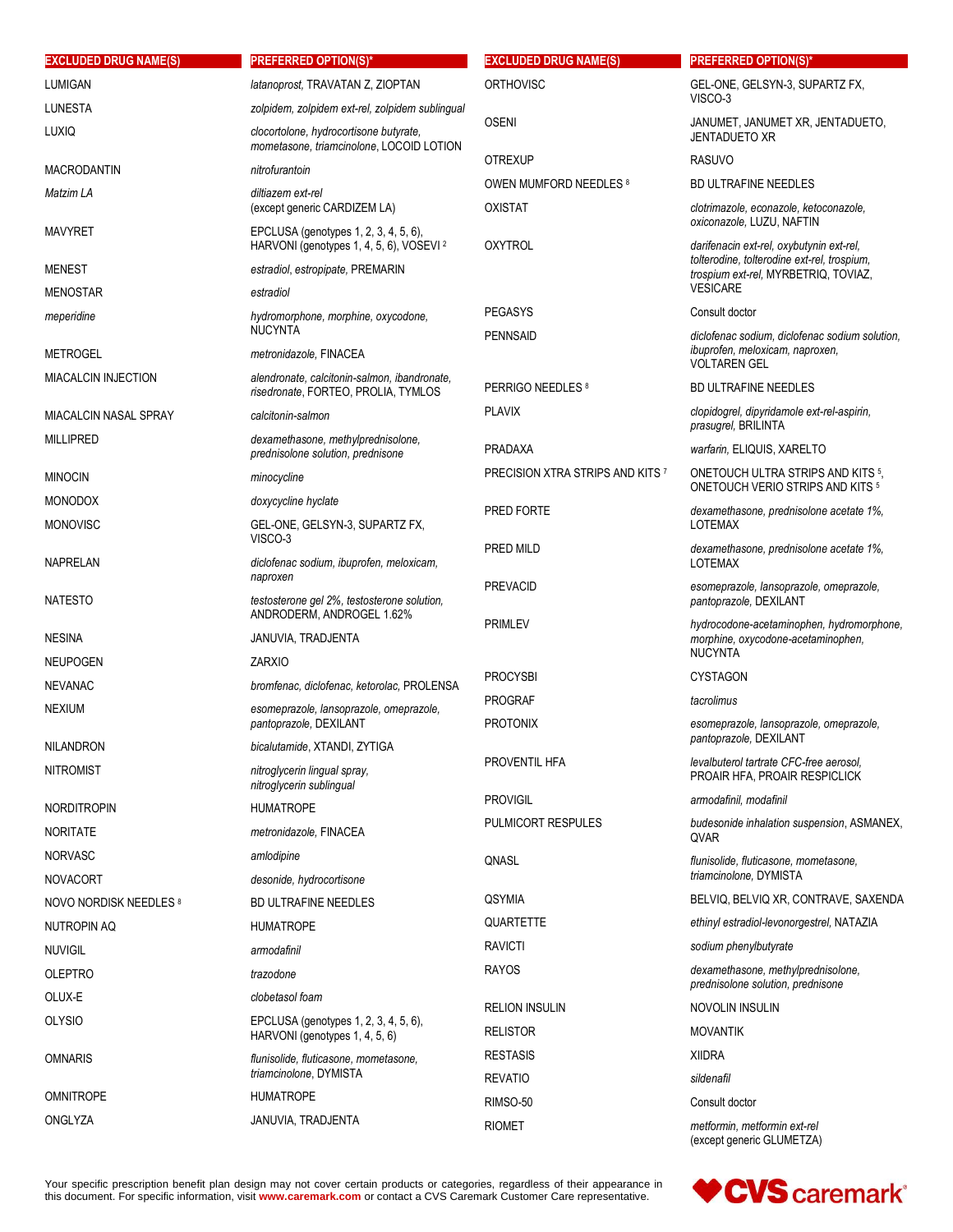| EXCLUDED DRUG NAME(S) | PREFERRED OPTION(S)* |
|---|---|
| LUMIGAN | *latanoprost,* TRAVATAN Z, ZIOPTAN |
| LUNESTA | *zolpidem, zolpidem ext-rel, zolpidem sublingual* |
| LUXIQ | *clocortolone, hydrocortisone butyrate, mometasone, triamcinolone,* LOCOID LOTION |
| MACRODANTIN | *nitrofurantoin* |
| *Matzim LA* | *diltiazem ext-rel* (except generic CARDIZEM LA) |
| MAVYRET | EPCLUSA (genotypes 1, 2, 3, 4, 5, 6), HARVONI (genotypes 1, 4, 5, 6), VOSEVI [2] |
| MENEST | *estradiol, estropipate,* PREMARIN |
| MENOSTAR | *estradiol* |
| *meperidine* | *hydromorphone, morphine, oxycodone,* NUCYNTA |
| METROGEL | *metronidazole,* FINACEA |
| MIACALCIN INJECTION | *alendronate, calcitonin-salmon, ibandronate, risedronate,* FORTEO, PROLIA, TYMLOS |
| MIACALCIN NASAL SPRAY | *calcitonin-salmon* |
| MILLIPRED | *dexamethasone, methylprednisolone, prednisolone solution, prednisone* |
| MINOCIN | *minocycline* |
| MONODOX | *doxycycline hyclate* |
| MONOVISC | GEL-ONE, GELSYN-3, SUPARTZ FX, VISCO-3 |
| NAPRELAN | *diclofenac sodium, ibuprofen, meloxicam, naproxen* |
| NATESTO | *testosterone gel 2%, testosterone solution,* ANDRODERM, ANDROGEL 1.62% |
| NESINA | JANUVIA, TRADJENTA |
| NEUPOGEN | ZARXIO |
| NEVANAC | *bromfenac, diclofenac, ketorolac,* PROLENSA |
| NEXIUM | *esomeprazole, lansoprazole, omeprazole, pantoprazole,* DEXILANT |
| NILANDRON | *bicalutamide,* XTANDI, ZYTIGA |
| NITROMIST | *nitroglycerin lingual spray, nitroglycerin sublingual* |
| NORDITROPIN | HUMATROPE |
| NORITATE | *metronidazole,* FINACEA |
| NORVASC | *amlodipine* |
| NOVACORT | *desonide, hydrocortisone* |
| NOVO NORDISK NEEDLES [8] | BD ULTRAFINE NEEDLES |
| NUTROPIN AQ | HUMATROPE |
| NUVIGIL | *armodafinil* |
| OLEPTRO | *trazodone* |
| OLUX-E | *clobetasol foam* |
| OLYSIO | EPCLUSA (genotypes 1, 2, 3, 4, 5, 6), HARVONI (genotypes 1, 4, 5, 6) |
| OMNARIS | *flunisolide, fluticasone, mometasone, triamcinolone,* DYMISTA |
| OMNITROPE | HUMATROPE |
| ONGLYZA | JANUVIA, TRADJENTA |
| ORTHOVISC | GEL-ONE, GELSYN-3, SUPARTZ FX, VISCO-3 |
| OSENI | JANUMET, JANUMET XR, JENTADUETO, JENTADUETO XR |
| OTREXUP | RASUVO |
| OWEN MUMFORD NEEDLES [8] | BD ULTRAFINE NEEDLES |
| OXISTAT | *clotrimazole, econazole, ketoconazole, oxiconazole,* LUZU, NAFTIN |
| OXYTROL | *darifenacin ext-rel, oxybutynin ext-rel, tolterodine, tolterodine ext-rel, trospium, trospium ext-rel,* MYRBETRIQ, TOVIAZ, VESICARE |
| PEGASYS | Consult doctor |
| PENNSAID | *diclofenac sodium, diclofenac sodium solution, ibuprofen, meloxicam, naproxen,* VOLTAREN GEL |
| PERRIGO NEEDLES [8] | BD ULTRAFINE NEEDLES |
| PLAVIX | *clopidogrel, dipyridamole ext-rel-aspirin, prasugrel,* BRILINTA |
| PRADAXA | *warfarin,* ELIQUIS, XARELTO |
| PRECISION XTRA STRIPS AND KITS [7] | ONETOUCH ULTRA STRIPS AND KITS [5], ONETOUCH VERIO STRIPS AND KITS [5] |
| PRED FORTE | *dexamethasone, prednisolone acetate 1%,* LOTEMAX |
| PRED MILD | *dexamethasone, prednisolone acetate 1%,* LOTEMAX |
| PREVACID | *esomeprazole, lansoprazole, omeprazole, pantoprazole,* DEXILANT |
| PRIMLEV | *hydrocodone-acetaminophen, hydromorphone, morphine, oxycodone-acetaminophen,* NUCYNTA |
| PROCYSBI | CYSTAGON |
| PROGRAF | *tacrolimus* |
| PROTONIX | *esomeprazole, lansoprazole, omeprazole, pantoprazole,* DEXILANT |
| PROVENTIL HFA | *levalbuterol tartrate CFC-free aerosol,* PROAIR HFA, PROAIR RESPICLICK |
| PROVIGIL | *armodafinil, modafinil* |
| PULMICORT RESPULES | *budesonide inhalation suspension,* ASMANEX, QVAR |
| QNASL | *flunisolide, fluticasone, mometasone, triamcinolone,* DYMISTA |
| QSYMIA | BELVIQ, BELVIQ XR, CONTRAVE, SAXENDA |
| QUARTETTE | *ethinyl estradiol-levonorgestrel,* NATAZIA |
| RAVICTI | *sodium phenylbutyrate* |
| RAYOS | *dexamethasone, methylprednisolone, prednisolone solution, prednisone* |
| RELION INSULIN | NOVOLIN INSULIN |
| RELISTOR | MOVANTIK |
| RESTASIS | XIIDRA |
| REVATIO | *sildenafil* |
| RIMSO-50 | Consult doctor |
| RIOMET | *metformin, metformin ext-rel* (except generic GLUMETZA) |

Your specific prescription benefit plan design may not cover certain products or categories, regardless of their appearance in this document. For specific information, visit **www.caremark.com** or contact a CVS Caremark Customer Care representative.

CVS caremark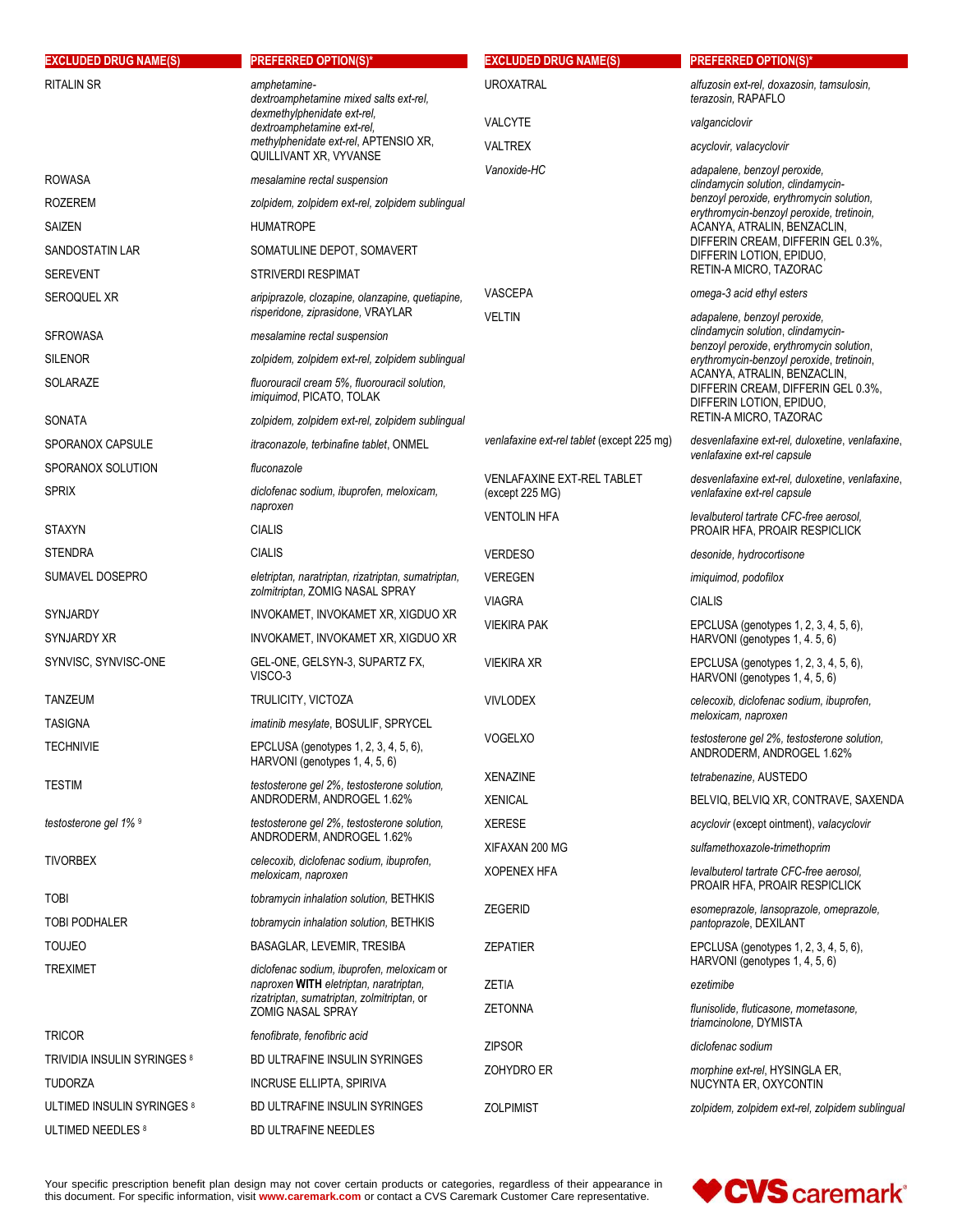| EXCLUDED DRUG NAME(S) | PREFERRED OPTION(S)* |
|---|---|
| RITALIN SR | *amphetamine-dextroamphetamine mixed salts ext-rel, dexmethylphenidate ext-rel, dextroamphetamine ext-rel, methylphenidate ext-rel*, APTENSIO XR, QUILLIVANT XR, VYVANSE |
| ROWASA | *mesalamine rectal suspension* |
| ROZEREM | *zolpidem, zolpidem ext-rel, zolpidem sublingual* |
| SAIZEN | HUMATROPE |
| SANDOSTATIN LAR | SOMATULINE DEPOT, SOMAVERT |
| SEREVENT | STRIVERDI RESPIMAT |
| SEROQUEL XR | *aripiprazole, clozapine, olanzapine, quetiapine, risperidone, ziprasidone*, VRAYLAR |
| SFROWASA | *mesalamine rectal suspension* |
| SILENOR | *zolpidem, zolpidem ext-rel, zolpidem sublingual* |
| SOLARAZE | *fluorouracil cream 5%, fluorouracil solution, imiquimod*, PICATO, TOLAK |
| SONATA | *zolpidem, zolpidem ext-rel, zolpidem sublingual* |
| SPORANOX CAPSULE | *itraconazole, terbinafine tablet*, ONMEL |
| SPORANOX SOLUTION | *fluconazole* |
| SPRIX | *diclofenac sodium, ibuprofen, meloxicam, naproxen* |
| STAXYN | CIALIS |
| STENDRA | CIALIS |
| SUMAVEL DOSEPRO | *eletriptan, naratriptan, rizatriptan, sumatriptan, zolmitriptan*, ZOMIG NASAL SPRAY |
| SYNJARDY | INVOKAMET, INVOKAMET XR, XIGDUO XR |
| SYNJARDY XR | INVOKAMET, INVOKAMET XR, XIGDUO XR |
| SYNVISC, SYNVISC-ONE | GEL-ONE, GELSYN-3, SUPARTZ FX, VISCO-3 |
| TANZEUM | TRULICITY, VICTOZA |
| TASIGNA | *imatinib mesylate*, BOSULIF, SPRYCEL |
| TECHNIVIE | EPCLUSA (genotypes 1, 2, 3, 4, 5, 6), HARVONI (genotypes 1, 4, 5, 6) |
| TESTIM | *testosterone gel 2%, testosterone solution*, ANDRODERM, ANDROGEL 1.62% |
| *testosterone gel 1%* [9] | *testosterone gel 2%, testosterone solution*, ANDRODERM, ANDROGEL 1.62% |
| TIVORBEX | *celecoxib, diclofenac sodium, ibuprofen, meloxicam, naproxen* |
| TOBI | *tobramycin inhalation solution*, BETHKIS |
| TOBI PODHALER | *tobramycin inhalation solution*, BETHKIS |
| TOUJEO | BASAGLAR, LEVEMIR, TRESIBA |
| TREXIMET | *diclofenac sodium, ibuprofen, meloxicam* or *naproxen* **WITH** *eletriptan, naratriptan, rizatriptan, sumatriptan, zolmitriptan*, or ZOMIG NASAL SPRAY |
| TRICOR | *fenofibrate, fenofibric acid* |
| TRIVIDIA INSULIN SYRINGES [8] | BD ULTRAFINE INSULIN SYRINGES |
| TUDORZA | INCRUSE ELLIPTA, SPIRIVA |
| ULTIMED INSULIN SYRINGES [8] | BD ULTRAFINE INSULIN SYRINGES |
| ULTIMED NEEDLES [8] | BD ULTRAFINE NEEDLES |
| UROXATRAL | *alfuzosin ext-rel, doxazosin, tamsulosin, terazosin*, RAPAFLO |
| VALCYTE | *valganciclovir* |
| VALTREX | *acyclovir, valacyclovir* |
| *Vanoxide-HC* | *adapalene, benzoyl peroxide, clindamycin solution, clindamycin-benzoyl peroxide, erythromycin solution, erythromycin-benzoyl peroxide, tretinoin*, ACANYA, ATRALIN, BENZACLIN, DIFFERIN CREAM, DIFFERIN GEL 0.3%, DIFFERIN LOTION, EPIDUO, RETIN-A MICRO, TAZORAC |
| VASCEPA | *omega-3 acid ethyl esters* |
| VELTIN | *adapalene, benzoyl peroxide, clindamycin solution, clindamycin-benzoyl peroxide, erythromycin solution, erythromycin-benzoyl peroxide, tretinoin*, ACANYA, ATRALIN, BENZACLIN, DIFFERIN CREAM, DIFFERIN GEL 0.3%, DIFFERIN LOTION, EPIDUO, RETIN-A MICRO, TAZORAC |
| *venlafaxine ext-rel tablet* (except 225 mg) | *desvenlafaxine ext-rel, duloxetine, venlafaxine, venlafaxine ext-rel capsule* |
| VENLAFAXINE EXT-REL TABLET (except 225 MG) | *desvenlafaxine ext-rel, duloxetine, venlafaxine, venlafaxine ext-rel capsule* |
| VENTOLIN HFA | *levalbuterol tartrate CFC-free aerosol*, PROAIR HFA, PROAIR RESPICLICK |
| VERDESO | *desonide, hydrocortisone* |
| VEREGEN | *imiquimod, podofilox* |
| VIAGRA | CIALIS |
| VIEKIRA PAK | EPCLUSA (genotypes 1, 2, 3, 4, 5, 6), HARVONI (genotypes 1, 4. 5, 6) |
| VIEKIRA XR | EPCLUSA (genotypes 1, 2, 3, 4, 5, 6), HARVONI (genotypes 1, 4, 5, 6) |
| VIVLODEX | *celecoxib, diclofenac sodium, ibuprofen, meloxicam, naproxen* |
| VOGELXO | *testosterone gel 2%, testosterone solution*, ANDRODERM, ANDROGEL 1.62% |
| XENAZINE | *tetrabenazine*, AUSTEDO |
| XENICAL | BELVIQ, BELVIQ XR, CONTRAVE, SAXENDA |
| XERESE | *acyclovir* (except ointment), *valacyclovir* |
| XIFAXAN 200 MG | *sulfamethoxazole-trimethoprim* |
| XOPENEX HFA | *levalbuterol tartrate CFC-free aerosol*, PROAIR HFA, PROAIR RESPICLICK |
| ZEGERID | *esomeprazole, lansoprazole, omeprazole, pantoprazole*, DEXILANT |
| ZEPATIER | EPCLUSA (genotypes 1, 2, 3, 4, 5, 6), HARVONI (genotypes 1, 4, 5, 6) |
| ZETIA | *ezetimibe* |
| ZETONNA | *flunisolide, fluticasone, mometasone, triamcinolone*, DYMISTA |
| ZIPSOR | *diclofenac sodium* |
| ZOHYDRO ER | *morphine ext-rel*, HYSINGLA ER, NUCYNTA ER, OXYCONTIN |
| ZOLPIMIST | *zolpidem, zolpidem ext-rel, zolpidem sublingual* |

Your specific prescription benefit plan design may not cover certain products or categories, regardless of their appearance in this document. For specific information, visit **www.caremark.com** or contact a CVS Caremark Customer Care representative.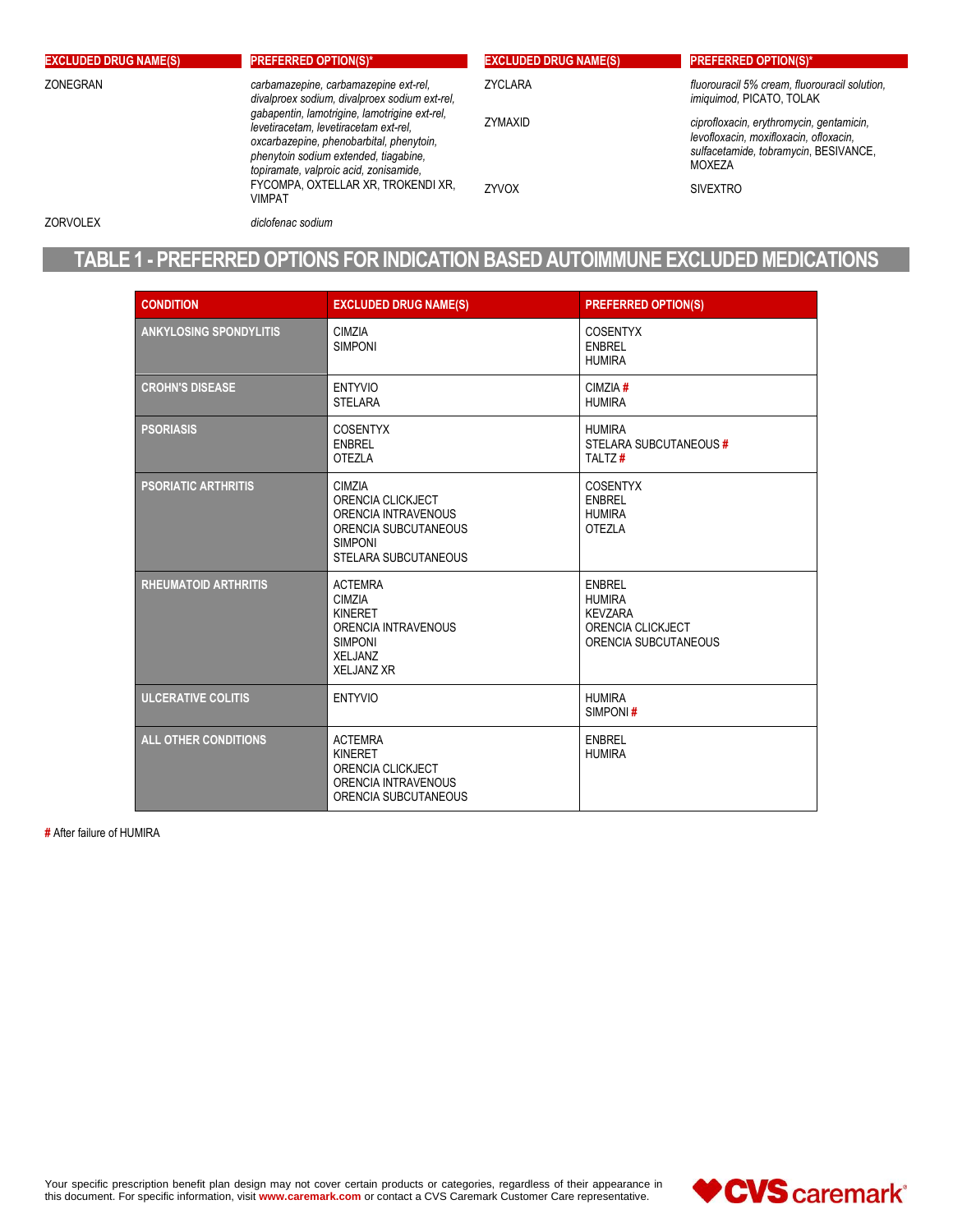| EXCLUDED DRUG NAME(S) | PREFERRED OPTION(S)* |
|---|---|
| ZONEGRAN | *carbamazepine, carbamazepine ext-rel, divalproex sodium, divalproex sodium ext-rel, gabapentin, lamotrigine, lamotrigine ext-rel, levetiracetam, levetiracetam ext-rel, oxcarbazepine, phenobarbital, phenytoin, phenytoin sodium extended, tiagabine, topiramate, valproic acid, zonisamide,* FYCOMPA, OXTELLAR XR, TROKENDI XR, VIMPAT |
| ZORVOLEX | *diclofenac sodium* |
| ZYCLARA | *fluorouracil 5% cream, fluorouracil solution, imiquimod,* PICATO, TOLAK |
| ZYMAXID | *ciprofloxacin, erythromycin, gentamicin, levofloxacin, moxifloxacin, ofloxacin, sulfacetamide, tobramycin,* BESIVANCE, MOXEZA |
| ZYVOX | SIVEXTRO |

## TABLE 1 - PREFERRED OPTIONS FOR INDICATION BASED AUTOIMMUNE EXCLUDED MEDICATIONS

| CONDITION | EXCLUDED DRUG NAME(S) | PREFERRED OPTION(S) |
|---|---|---|
| ANKYLOSING SPONDYLITIS | CIMZIA<br>SIMPONI | COSENTYX<br>ENBREL<br>HUMIRA |
| CROHN'S DISEASE | ENTYVIO<br>STELARA | CIMZIA #<br>HUMIRA |
| PSORIASIS | COSENTYX<br>ENBREL<br>OTEZLA | HUMIRA<br>STELARA SUBCUTANEOUS #<br>TALTZ # |
| PSORIATIC ARTHRITIS | CIMZIA<br>ORENCIA CLICKJECT<br>ORENCIA INTRAVENOUS<br>ORENCIA SUBCUTANEOUS<br>SIMPONI<br>STELARA SUBCUTANEOUS | COSENTYX<br>ENBREL<br>HUMIRA<br>OTEZLA |
| RHEUMATOID ARTHRITIS | ACTEMRA<br>CIMZIA<br>KINERET<br>ORENCIA INTRAVENOUS<br>SIMPONI<br>XELJANZ<br>XELJANZ XR | ENBREL<br>HUMIRA<br>KEVZARA<br>ORENCIA CLICKJECT<br>ORENCIA SUBCUTANEOUS |
| ULCERATIVE COLITIS | ENTYVIO | HUMIRA<br>SIMPONI # |
| ALL OTHER CONDITIONS | ACTEMRA<br>KINERET<br>ORENCIA CLICKJECT<br>ORENCIA INTRAVENOUS<br>ORENCIA SUBCUTANEOUS | ENBREL<br>HUMIRA |

# After failure of HUMIRA

Your specific prescription benefit plan design may not cover certain products or categories, regardless of their appearance in this document. For specific information, visit **www.caremark.com** or contact a CVS Caremark Customer Care representative.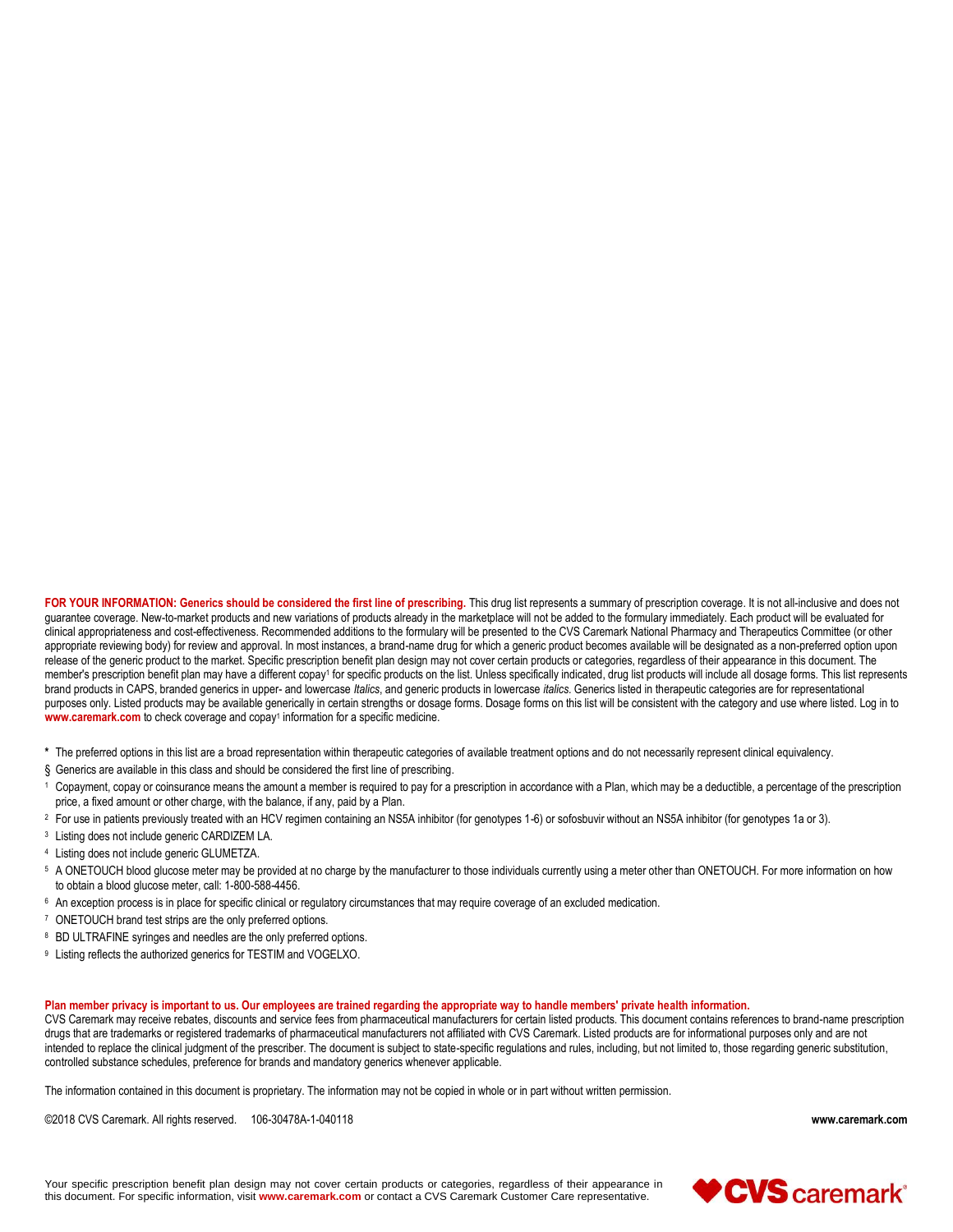**FOR YOUR INFORMATION: Generics should be considered the first line of prescribing.** This drug list represents a summary of prescription coverage. It is not all-inclusive and does not guarantee coverage. New-to-market products and new variations of products already in the marketplace will not be added to the formulary immediately. Each product will be evaluated for clinical appropriateness and cost-effectiveness. Recommended additions to the formulary will be presented to the CVS Caremark National Pharmacy and Therapeutics Committee (or other appropriate reviewing body) for review and approval. In most instances, a brand-name drug for which a generic product becomes available will be designated as a non-preferred option upon release of the generic product to the market. Specific prescription benefit plan design may not cover certain products or categories, regardless of their appearance in this document. The member's prescription benefit plan may have a different copay[1] for specific products on the list. Unless specifically indicated, drug list products will include all dosage forms. This list represents brand products in CAPS, branded generics in upper- and lowercase *Italics*, and generic products in lowercase *italics*. Generics listed in therapeutic categories are for representational purposes only. Listed products may be available generically in certain strengths or dosage forms. Dosage forms on this list will be consistent with the category and use where listed. Log in to **www.caremark.com** to check coverage and copay[1] information for a specific medicine.

- \* The preferred options in this list are a broad representation within therapeutic categories of available treatment options and do not necessarily represent clinical equivalency.
- § Generics are available in this class and should be considered the first line of prescribing.
- [1] Copayment, copay or coinsurance means the amount a member is required to pay for a prescription in accordance with a Plan, which may be a deductible, a percentage of the prescription price, a fixed amount or other charge, with the balance, if any, paid by a Plan.
- [2] For use in patients previously treated with an HCV regimen containing an NS5A inhibitor (for genotypes 1-6) or sofosbuvir without an NS5A inhibitor (for genotypes 1a or 3).
- [3] Listing does not include generic CARDIZEM LA.
- [4] Listing does not include generic GLUMETZA.
- [5] A ONETOUCH blood glucose meter may be provided at no charge by the manufacturer to those individuals currently using a meter other than ONETOUCH. For more information on how to obtain a blood glucose meter, call: 1-800-588-4456.
- [6] An exception process is in place for specific clinical or regulatory circumstances that may require coverage of an excluded medication.
- [7] ONETOUCH brand test strips are the only preferred options.
- [8] BD ULTRAFINE syringes and needles are the only preferred options.
- [9] Listing reflects the authorized generics for TESTIM and VOGELXO.

**Plan member privacy is important to us. Our employees are trained regarding the appropriate way to handle members' private health information.**
CVS Caremark may receive rebates, discounts and service fees from pharmaceutical manufacturers for certain listed products. This document contains references to brand-name prescription drugs that are trademarks or registered trademarks of pharmaceutical manufacturers not affiliated with CVS Caremark. Listed products are for informational purposes only and are not intended to replace the clinical judgment of the prescriber. The document is subject to state-specific regulations and rules, including, but not limited to, those regarding generic substitution, controlled substance schedules, preference for brands and mandatory generics whenever applicable.

The information contained in this document is proprietary. The information may not be copied in whole or in part without written permission.

©2018 CVS Caremark. All rights reserved. 106-30478A-1-040118

**www.caremark.com**

Your specific prescription benefit plan design may not cover certain products or categories, regardless of their appearance in this document. For specific information, visit **www.caremark.com** or contact a CVS Caremark Customer Care representative.

CVS caremark®